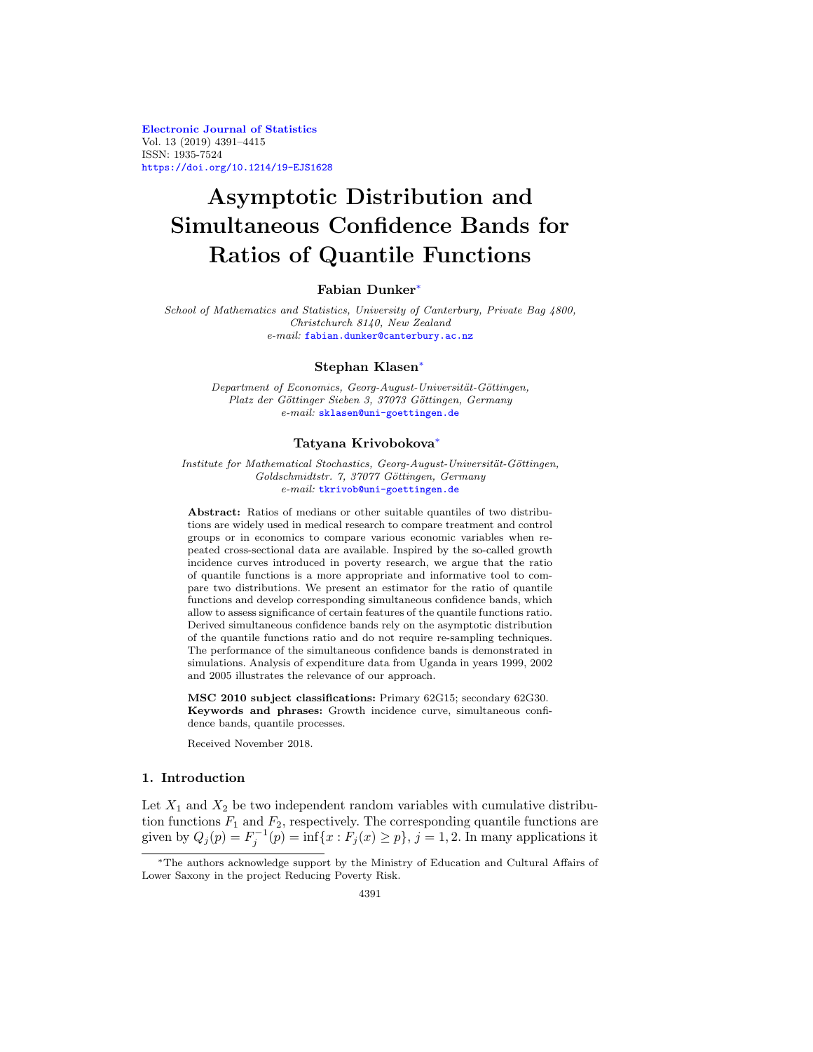# Asymptotic Distribution and Simultaneous Confidence Bands for Ratios of Quantile Functions

**Fabian Dunker**[*]

*School of Mathematics and Statistics, University of Canterbury, Private Bag 4800, Christchurch 8140, New Zealand*
*e-mail:* fabian.dunker@canterbury.ac.nz

**Stephan Klasen**[*]

*Department of Economics, Georg-August-Universität-Göttingen, Platz der Göttinger Sieben 3, 37073 Göttingen, Germany*
*e-mail:* sklasen@uni-goettingen.de

**Tatyana Krivobokova**[*]

*Institute for Mathematical Stochastics, Georg-August-Universität-Göttingen, Goldschmidtstr. 7, 37077 Göttingen, Germany*
*e-mail:* tkrivob@uni-goettingen.de

**Abstract:** Ratios of medians or other suitable quantiles of two distributions are widely used in medical research to compare treatment and control groups or in economics to compare various economic variables when repeated cross-sectional data are available. Inspired by the so-called growth incidence curves introduced in poverty research, we argue that the ratio of quantile functions is a more appropriate and informative tool to compare two distributions. We present an estimator for the ratio of quantile functions and develop corresponding simultaneous confidence bands, which allow to assess significance of certain features of the quantile functions ratio. Derived simultaneous confidence bands rely on the asymptotic distribution of the quantile functions ratio and do not require re-sampling techniques. The performance of the simultaneous confidence bands is demonstrated in simulations. Analysis of expenditure data from Uganda in years 1999, 2002 and 2005 illustrates the relevance of our approach.

**MSC 2010 subject classifications:** Primary 62G15; secondary 62G30.
**Keywords and phrases:** Growth incidence curve, simultaneous confidence bands, quantile processes.

Received November 2018.

## 1. Introduction

Let $X_1$ and $X_2$ be two independent random variables with cumulative distribution functions $F_1$ and $F_2$, respectively. The corresponding quantile functions are given by $Q_j(p) = F_j^{-1}(p) = \inf\{x : F_j(x) \geq p\}$, $j = 1, 2$. In many applications it

---

[*] The authors acknowledge support by the Ministry of Education and Cultural Affairs of Lower Saxony in the project Reducing Poverty Risk.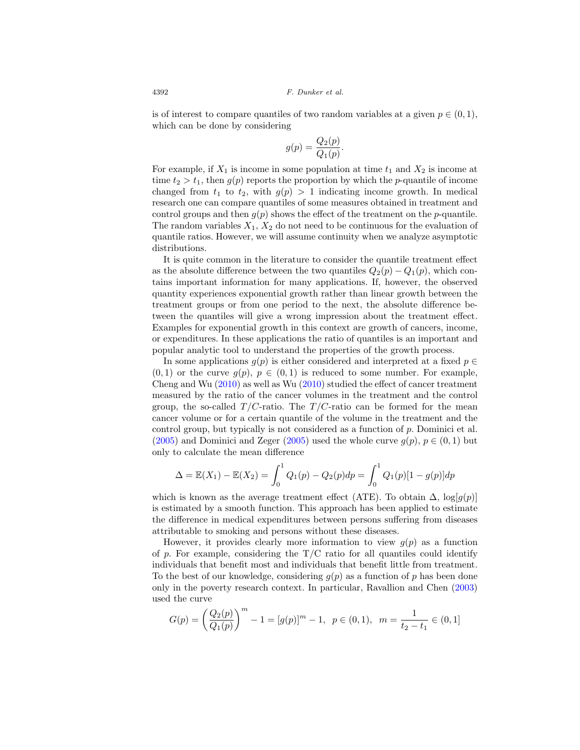is of interest to compare quantiles of two random variables at a given $p \in (0, 1)$, which can be done by considering

$$g(p) = \frac{Q_2(p)}{Q_1(p)}.$$

For example, if $X_1$ is income in some population at time $t_1$ and $X_2$ is income at time $t_2 > t_1$, then $g(p)$ reports the proportion by which the $p$-quantile of income changed from $t_1$ to $t_2$, with $g(p) > 1$ indicating income growth. In medical research one can compare quantiles of some measures obtained in treatment and control groups and then $g(p)$ shows the effect of the treatment on the $p$-quantile. The random variables $X_1$, $X_2$ do not need to be continuous for the evaluation of quantile ratios. However, we will assume continuity when we analyze asymptotic distributions.

It is quite common in the literature to consider the quantile treatment effect as the absolute difference between the two quantiles $Q_2(p) - Q_1(p)$, which contains important information for many applications. If, however, the observed quantity experiences exponential growth rather than linear growth between the treatment groups or from one period to the next, the absolute difference between the quantiles will give a wrong impression about the treatment effect. Examples for exponential growth in this context are growth of cancers, income, or expenditures. In these applications the ratio of quantiles is an important and popular analytic tool to understand the properties of the growth process.

In some applications $g(p)$ is either considered and interpreted at a fixed $p \in (0, 1)$ or the curve $g(p)$, $p \in (0, 1)$ is reduced to some number. For example, Cheng and Wu (2010) as well as Wu (2010) studied the effect of cancer treatment measured by the ratio of the cancer volumes in the treatment and the control group, the so-called $T/C$-ratio. The $T/C$-ratio can be formed for the mean cancer volume or for a certain quantile of the volume in the treatment and the control group, but typically is not considered as a function of $p$. Dominici et al. (2005) and Dominici and Zeger (2005) used the whole curve $g(p)$, $p \in (0, 1)$ but only to calculate the mean difference

$$\Delta = \mathbb{E}(X_1) - \mathbb{E}(X_2) = \int_0^1 Q_1(p) - Q_2(p)dp = \int_0^1 Q_1(p)[1 - g(p)]dp$$

which is known as the average treatment effect (ATE). To obtain $\Delta$, $\log[g(p)]$ is estimated by a smooth function. This approach has been applied to estimate the difference in medical expenditures between persons suffering from diseases attributable to smoking and persons without these diseases.

However, it provides clearly more information to view $g(p)$ as a function of $p$. For example, considering the T/C ratio for all quantiles could identify individuals that benefit most and individuals that benefit little from treatment. To the best of our knowledge, considering $g(p)$ as a function of $p$ has been done only in the poverty research context. In particular, Ravallion and Chen (2003) used the curve

$$G(p) = \left(\frac{Q_2(p)}{Q_1(p)}\right)^m - 1 = [g(p)]^m - 1, \;\; p \in (0, 1), \;\; m = \frac{1}{t_2 - t_1} \in (0, 1]$$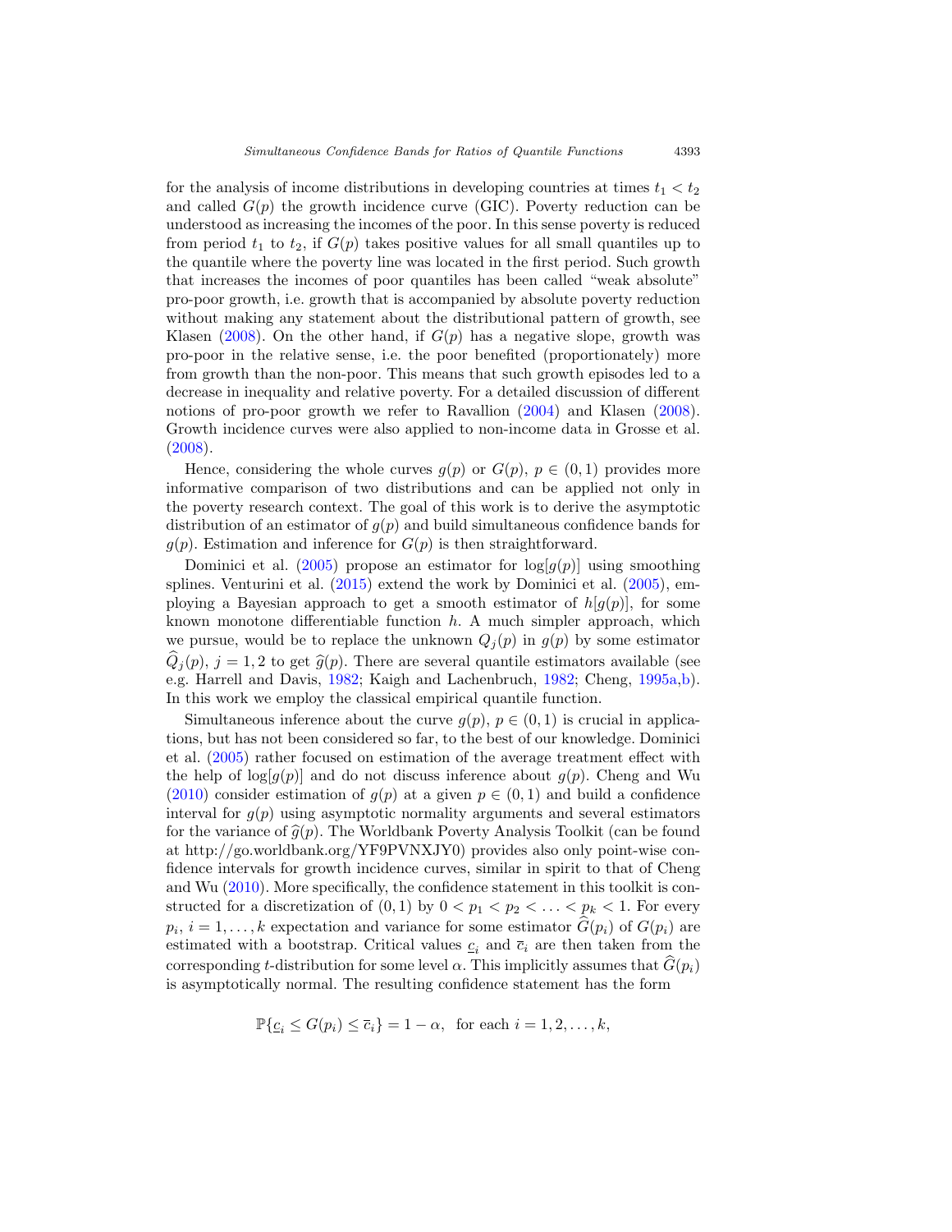for the analysis of income distributions in developing countries at times $t_1 < t_2$ and called $G(p)$ the growth incidence curve (GIC). Poverty reduction can be understood as increasing the incomes of the poor. In this sense poverty is reduced from period $t_1$ to $t_2$, if $G(p)$ takes positive values for all small quantiles up to the quantile where the poverty line was located in the first period. Such growth that increases the incomes of poor quantiles has been called "weak absolute" pro-poor growth, i.e. growth that is accompanied by absolute poverty reduction without making any statement about the distributional pattern of growth, see Klasen (2008). On the other hand, if $G(p)$ has a negative slope, growth was pro-poor in the relative sense, i.e. the poor benefited (proportionately) more from growth than the non-poor. This means that such growth episodes led to a decrease in inequality and relative poverty. For a detailed discussion of different notions of pro-poor growth we refer to Ravallion (2004) and Klasen (2008). Growth incidence curves were also applied to non-income data in Grosse et al. (2008).

Hence, considering the whole curves $g(p)$ or $G(p)$, $p \in (0, 1)$ provides more informative comparison of two distributions and can be applied not only in the poverty research context. The goal of this work is to derive the asymptotic distribution of an estimator of $g(p)$ and build simultaneous confidence bands for $g(p)$. Estimation and inference for $G(p)$ is then straightforward.

Dominici et al. (2005) propose an estimator for $\log[g(p)]$ using smoothing splines. Venturini et al. (2015) extend the work by Dominici et al. (2005), employing a Bayesian approach to get a smooth estimator of $h[g(p)]$, for some known monotone differentiable function $h$. A much simpler approach, which we pursue, would be to replace the unknown $Q_j(p)$ in $g(p)$ by some estimator $\widehat{Q}_j(p)$, $j = 1, 2$ to get $\widehat{g}(p)$. There are several quantile estimators available (see e.g. Harrell and Davis, 1982; Kaigh and Lachenbruch, 1982; Cheng, 1995a,b). In this work we employ the classical empirical quantile function.

Simultaneous inference about the curve $g(p)$, $p \in (0, 1)$ is crucial in applications, but has not been considered so far, to the best of our knowledge. Dominici et al. (2005) rather focused on estimation of the average treatment effect with the help of $\log[g(p)]$ and do not discuss inference about $g(p)$. Cheng and Wu (2010) consider estimation of $g(p)$ at a given $p \in (0, 1)$ and build a confidence interval for $g(p)$ using asymptotic normality arguments and several estimators for the variance of $\widehat{g}(p)$. The Worldbank Poverty Analysis Toolkit (can be found at http://go.worldbank.org/YF9PVNXJY0) provides also only point-wise confidence intervals for growth incidence curves, similar in spirit to that of Cheng and Wu (2010). More specifically, the confidence statement in this toolkit is constructed for a discretization of $(0, 1)$ by $0 < p_1 < p_2 < \ldots < p_k < 1$. For every $p_i$, $i = 1, \ldots, k$ expectation and variance for some estimator $\widehat{G}(p_i)$ of $G(p_i)$ are estimated with a bootstrap. Critical values $\underline{c}_i$ and $\overline{c}_i$ are then taken from the corresponding $t$-distribution for some level $\alpha$. This implicitly assumes that $\widehat{G}(p_i)$ is asymptotically normal. The resulting confidence statement has the form

$$\mathbb{P}\{\underline{c}_i \leq G(p_i) \leq \overline{c}_i\} = 1 - \alpha, \text{ for each } i = 1, 2, \ldots, k,$$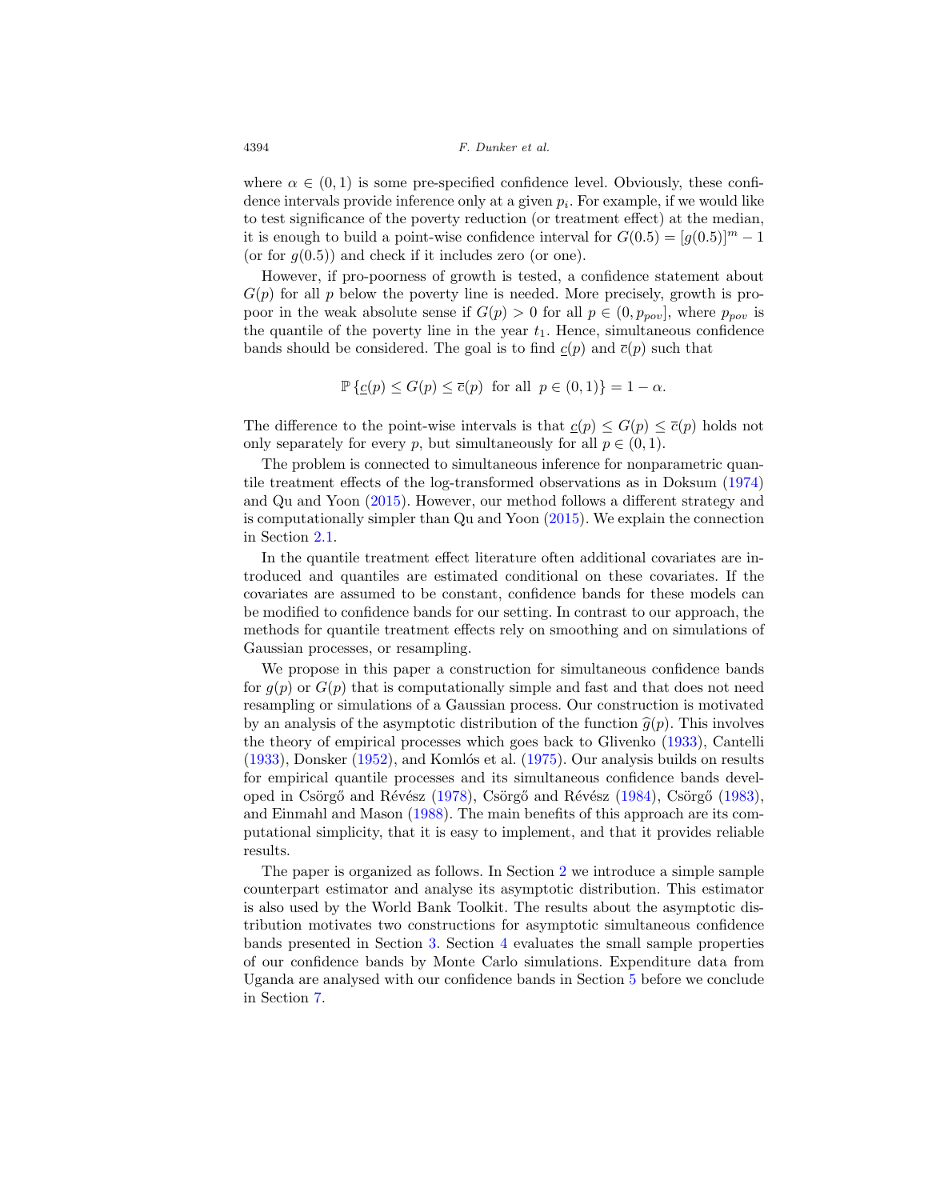where $\alpha \in (0,1)$ is some pre-specified confidence level. Obviously, these confidence intervals provide inference only at a given $p_i$. For example, if we would like to test significance of the poverty reduction (or treatment effect) at the median, it is enough to build a point-wise confidence interval for $G(0.5) = [g(0.5)]^m - 1$ (or for $g(0.5)$) and check if it includes zero (or one).

However, if pro-poorness of growth is tested, a confidence statement about $G(p)$ for all $p$ below the poverty line is needed. More precisely, growth is pro-poor in the weak absolute sense if $G(p) > 0$ for all $p \in (0, p_{pov}]$, where $p_{pov}$ is the quantile of the poverty line in the year $t_1$. Hence, simultaneous confidence bands should be considered. The goal is to find $\underline{c}(p)$ and $\overline{c}(p)$ such that

$$\mathbb{P}\left\{\underline{c}(p) \leq G(p) \leq \overline{c}(p) \;\text{ for all }\; p \in (0,1)\right\} = 1 - \alpha.$$

The difference to the point-wise intervals is that $\underline{c}(p) \leq G(p) \leq \overline{c}(p)$ holds not only separately for every $p$, but simultaneously for all $p \in (0,1)$.

The problem is connected to simultaneous inference for nonparametric quantile treatment effects of the log-transformed observations as in Doksum (1974) and Qu and Yoon (2015). However, our method follows a different strategy and is computationally simpler than Qu and Yoon (2015). We explain the connection in Section 2.1.

In the quantile treatment effect literature often additional covariates are introduced and quantiles are estimated conditional on these covariates. If the covariates are assumed to be constant, confidence bands for these models can be modified to confidence bands for our setting. In contrast to our approach, the methods for quantile treatment effects rely on smoothing and on simulations of Gaussian processes, or resampling.

We propose in this paper a construction for simultaneous confidence bands for $g(p)$ or $G(p)$ that is computationally simple and fast and that does not need resampling or simulations of a Gaussian process. Our construction is motivated by an analysis of the asymptotic distribution of the function $\widehat{g}(p)$. This involves the theory of empirical processes which goes back to Glivenko (1933), Cantelli (1933), Donsker (1952), and Komlós et al. (1975). Our analysis builds on results for empirical quantile processes and its simultaneous confidence bands developed in Csörgő and Révész (1978), Csörgő and Révész (1984), Csörgő (1983), and Einmahl and Mason (1988). The main benefits of this approach are its computational simplicity, that it is easy to implement, and that it provides reliable results.

The paper is organized as follows. In Section 2 we introduce a simple sample counterpart estimator and analyse its asymptotic distribution. This estimator is also used by the World Bank Toolkit. The results about the asymptotic distribution motivates two constructions for asymptotic simultaneous confidence bands presented in Section 3. Section 4 evaluates the small sample properties of our confidence bands by Monte Carlo simulations. Expenditure data from Uganda are analysed with our confidence bands in Section 5 before we conclude in Section 7.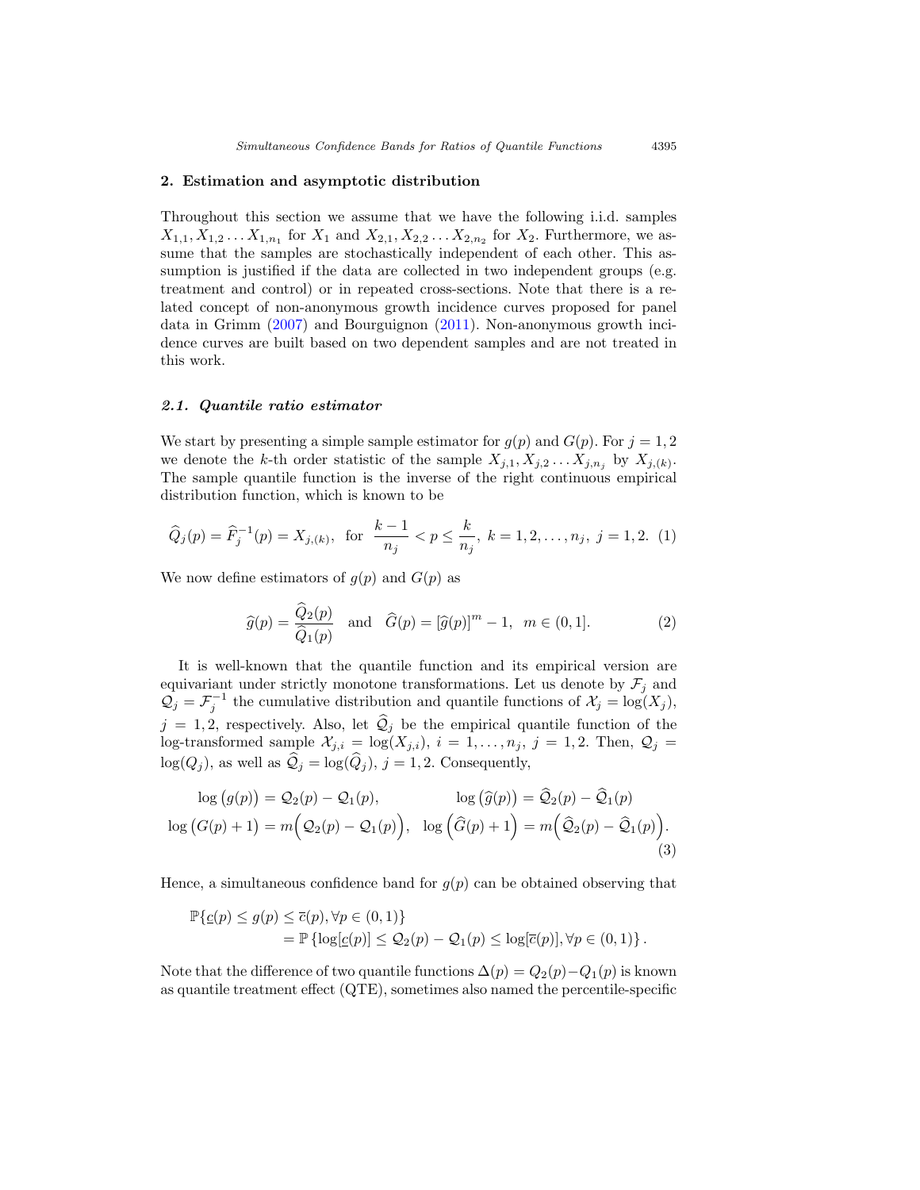## 2. Estimation and asymptotic distribution

Throughout this section we assume that we have the following i.i.d. samples $X_{1,1}, X_{1,2} \dots X_{1,n_1}$ for $X_1$ and $X_{2,1}, X_{2,2} \dots X_{2,n_2}$ for $X_2$. Furthermore, we assume that the samples are stochastically independent of each other. This assumption is justified if the data are collected in two independent groups (e.g. treatment and control) or in repeated cross-sections. Note that there is a related concept of non-anonymous growth incidence curves proposed for panel data in Grimm (2007) and Bourguignon (2011). Non-anonymous growth incidence curves are built based on two dependent samples and are not treated in this work.

### 2.1. Quantile ratio estimator

We start by presenting a simple sample estimator for $g(p)$ and $G(p)$. For $j = 1, 2$ we denote the $k$-th order statistic of the sample $X_{j,1}, X_{j,2} \dots X_{j,n_j}$ by $X_{j,(k)}$. The sample quantile function is the inverse of the right continuous empirical distribution function, which is known to be

$$\widehat{Q}_j(p) = \widehat{F}_j^{-1}(p) = X_{j,(k)}, \text{ for } \frac{k-1}{n_j} < p \leq \frac{k}{n_j}, \; k = 1, 2, \dots, n_j, \; j = 1, 2. \quad (1)$$

We now define estimators of $g(p)$ and $G(p)$ as

$$\widehat{g}(p) = \frac{\widehat{Q}_2(p)}{\widehat{Q}_1(p)} \quad \text{and} \quad \widehat{G}(p) = [\widehat{g}(p)]^m - 1, \;\; m \in (0, 1]. \quad (2)$$

It is well-known that the quantile function and its empirical version are equivariant under strictly monotone transformations. Let us denote by $\mathcal{F}_j$ and $\mathcal{Q}_j = \mathcal{F}_j^{-1}$ the cumulative distribution and quantile functions of $\mathcal{X}_j = \log(X_j)$, $j = 1, 2$, respectively. Also, let $\widehat{\mathcal{Q}}_j$ be the empirical quantile function of the log-transformed sample $\mathcal{X}_{j,i} = \log(X_{j,i})$, $i = 1, \dots, n_j$, $j = 1, 2$. Then, $\mathcal{Q}_j = \log(Q_j)$, as well as $\widehat{\mathcal{Q}}_j = \log(\widehat{Q}_j)$, $j = 1, 2$. Consequently,

$$\begin{aligned}
\log\big(g(p)\big) &= \mathcal{Q}_2(p) - \mathcal{Q}_1(p), & \log\big(\widehat{g}(p)\big) &= \widehat{\mathcal{Q}}_2(p) - \widehat{\mathcal{Q}}_1(p) \\
\log\big(G(p) + 1\big) &= m\Big(\mathcal{Q}_2(p) - \mathcal{Q}_1(p)\Big), & \log\Big(\widehat{G}(p) + 1\Big) &= m\Big(\widehat{\mathcal{Q}}_2(p) - \widehat{\mathcal{Q}}_1(p)\Big).
\end{aligned} \quad (3)$$

Hence, a simultaneous confidence band for $g(p)$ can be obtained observing that

$$\begin{aligned}
&\mathbb{P}\{\underline{c}(p) \leq g(p) \leq \overline{c}(p), \forall p \in (0, 1)\} \\
&\qquad = \mathbb{P}\left\{\log[\underline{c}(p)] \leq \mathcal{Q}_2(p) - \mathcal{Q}_1(p) \leq \log[\overline{c}(p)], \forall p \in (0, 1)\right\}.
\end{aligned}$$

Note that the difference of two quantile functions $\Delta(p) = Q_2(p) - Q_1(p)$ is known as quantile treatment effect (QTE), sometimes also named the percentile-specific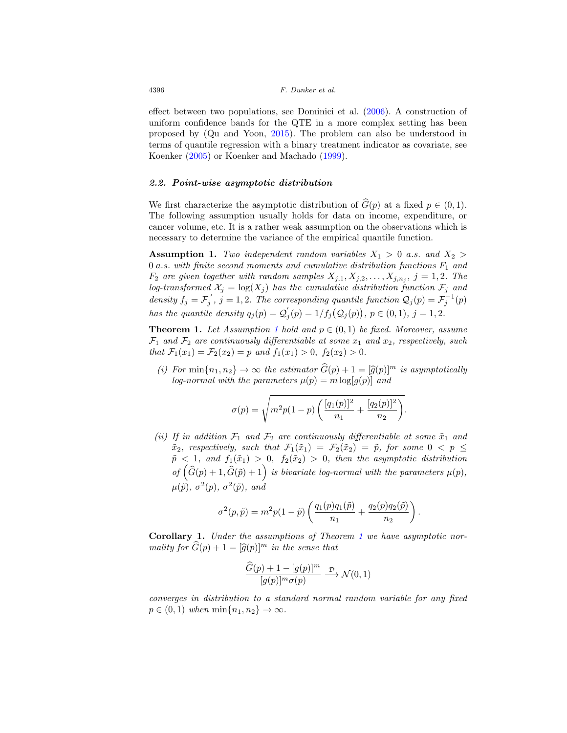effect between two populations, see Dominici et al. (2006). A construction of uniform confidence bands for the QTE in a more complex setting has been proposed by (Qu and Yoon, 2015). The problem can also be understood in terms of quantile regression with a binary treatment indicator as covariate, see Koenker (2005) or Koenker and Machado (1999).

### 2.2. Point-wise asymptotic distribution

We first characterize the asymptotic distribution of $\widehat{G}(p)$ at a fixed $p \in (0,1)$. The following assumption usually holds for data on income, expenditure, or cancer volume, etc. It is a rather weak assumption on the observations which is necessary to determine the variance of the empirical quantile function.

**Assumption 1.** *Two independent random variables $X_1 > 0$ a.s. and $X_2 > 0$ a.s. with finite second moments and cumulative distribution functions $F_1$ and $F_2$ are given together with random samples $X_{j,1}, X_{j,2}, \ldots, X_{j,n_j}$, $j = 1,2$. The log-transformed $\mathcal{X}_j = \log(X_j)$ has the cumulative distribution function $\mathcal{F}_j$ and density $f_j = \mathcal{F}_j^{'}$, $j = 1,2$. The corresponding quantile function $\mathcal{Q}_j(p) = \mathcal{F}_j^{-1}(p)$ has the quantile density $q_j(p) = \mathcal{Q}_j^{'}(p) = 1/f_j(\mathcal{Q}_j(p))$, $p \in (0,1)$, $j = 1,2$.*

**Theorem 1.** *Let Assumption 1 hold and $p \in (0,1)$ be fixed. Moreover, assume $\mathcal{F}_1$ and $\mathcal{F}_2$ are continuously differentiable at some $x_1$ and $x_2$, respectively, such that $\mathcal{F}_1(x_1) = \mathcal{F}_2(x_2) = p$ and $f_1(x_1) > 0$, $f_2(x_2) > 0$.*

*(i) For $\min\{n_1, n_2\} \to \infty$ the estimator $\widehat{G}(p) + 1 = [\widehat{g}(p)]^m$ is asymptotically log-normal with the parameters $\mu(p) = m \log[g(p)]$ and*

$$\sigma(p) = \sqrt{m^2 p(1-p)\left(\frac{[q_1(p)]^2}{n_1} + \frac{[q_2(p)]^2}{n_2}\right)}.$$

*(ii) If in addition $\mathcal{F}_1$ and $\mathcal{F}_2$ are continuously differentiable at some $\tilde{x}_1$ and $\tilde{x}_2$, respectively, such that $\mathcal{F}_1(\tilde{x}_1) = \mathcal{F}_2(\tilde{x}_2) = \tilde{p}$, for some $0 < p \leq \tilde{p} < 1$, and $f_1(\tilde{x}_1) > 0$, $f_2(\tilde{x}_2) > 0$, then the asymptotic distribution of $\left(\widehat{G}(p) + 1, \widehat{G}(\tilde{p}) + 1\right)$ is bivariate log-normal with the parameters $\mu(p)$, $\mu(\tilde{p})$, $\sigma^2(p)$, $\sigma^2(\tilde{p})$, and*

$$\sigma^2(p, \tilde{p}) = m^2 p(1-\tilde{p})\left(\frac{q_1(p)q_1(\tilde{p})}{n_1} + \frac{q_2(p)q_2(\tilde{p})}{n_2}\right).$$

**Corollary 1.** *Under the assumptions of Theorem 1 we have asymptotic normality for $\widehat{G}(p) + 1 = [\widehat{g}(p)]^m$ in the sense that*

$$\frac{\widehat{G}(p) + 1 - [g(p)]^m}{[g(p)]^m \sigma(p)} \xrightarrow{\mathcal{D}} \mathcal{N}(0,1)$$

*converges in distribution to a standard normal random variable for any fixed $p \in (0,1)$ when $\min\{n_1, n_2\} \to \infty$.*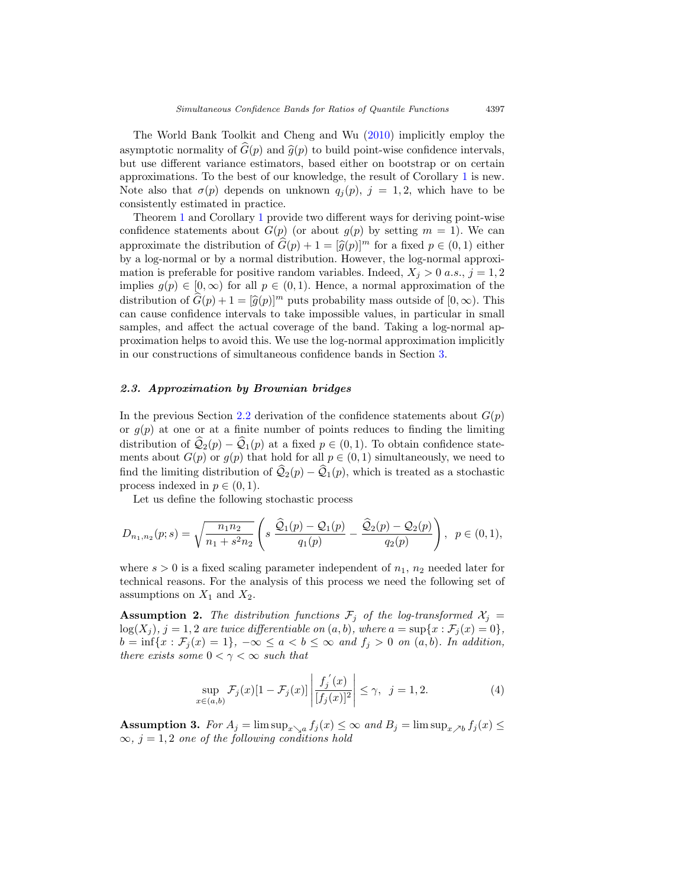The World Bank Toolkit and Cheng and Wu (2010) implicitly employ the asymptotic normality of $\widehat{G}(p)$ and $\widehat{g}(p)$ to build point-wise confidence intervals, but use different variance estimators, based either on bootstrap or on certain approximations. To the best of our knowledge, the result of Corollary 1 is new. Note also that $\sigma(p)$ depends on unknown $q_j(p)$, $j = 1, 2$, which have to be consistently estimated in practice.

Theorem 1 and Corollary 1 provide two different ways for deriving point-wise confidence statements about $G(p)$ (or about $g(p)$ by setting $m = 1$). We can approximate the distribution of $\widehat{G}(p) + 1 = [\widehat{g}(p)]^m$ for a fixed $p \in (0, 1)$ either by a log-normal or by a normal distribution. However, the log-normal approximation is preferable for positive random variables. Indeed, $X_j > 0$ *a.s.*, $j = 1, 2$ implies $g(p) \in [0, \infty)$ for all $p \in (0, 1)$. Hence, a normal approximation of the distribution of $\widehat{G}(p) + 1 = [\widehat{g}(p)]^m$ puts probability mass outside of $[0, \infty)$. This can cause confidence intervals to take impossible values, in particular in small samples, and affect the actual coverage of the band. Taking a log-normal approximation helps to avoid this. We use the log-normal approximation implicitly in our constructions of simultaneous confidence bands in Section 3.

### 2.3. Approximation by Brownian bridges

In the previous Section 2.2 derivation of the confidence statements about $G(p)$ or $g(p)$ at one or at a finite number of points reduces to finding the limiting distribution of $\widehat{\mathcal{Q}}_2(p) - \widehat{\mathcal{Q}}_1(p)$ at a fixed $p \in (0, 1)$. To obtain confidence statements about $G(p)$ or $g(p)$ that hold for all $p \in (0, 1)$ simultaneously, we need to find the limiting distribution of $\widehat{\mathcal{Q}}_2(p) - \widehat{\mathcal{Q}}_1(p)$, which is treated as a stochastic process indexed in $p \in (0, 1)$.

Let us define the following stochastic process

$$D_{n_1,n_2}(p; s) = \sqrt{\frac{n_1 n_2}{n_1 + s^2 n_2}} \left( s\, \frac{\widehat{\mathcal{Q}}_1(p) - \mathcal{Q}_1(p)}{q_1(p)} - \frac{\widehat{\mathcal{Q}}_2(p) - \mathcal{Q}_2(p)}{q_2(p)} \right), \;\; p \in (0, 1),$$

where $s > 0$ is a fixed scaling parameter independent of $n_1$, $n_2$ needed later for technical reasons. For the analysis of this process we need the following set of assumptions on $X_1$ and $X_2$.

**Assumption 2.** *The distribution functions $\mathcal{F}_j$ of the log-transformed $\mathcal{X}_j = \log(X_j)$, $j = 1, 2$ are twice differentiable on $(a, b)$, where $a = \sup\{x : \mathcal{F}_j(x) = 0\}$, $b = \inf\{x : \mathcal{F}_j(x) = 1\}$, $-\infty \le a < b \le \infty$ and $f_j > 0$ on $(a, b)$. In addition, there exists some $0 < \gamma < \infty$ such that*

$$\sup_{x\in(a,b)} \mathcal{F}_j(x)[1 - \mathcal{F}_j(x)] \left| \frac{f_j^{'}(x)}{[f_j(x)]^2} \right| \le \gamma, \;\; j = 1, 2. \tag{4}$$

**Assumption 3.** *For $A_j = \limsup_{x\searrow a} f_j(x) \le \infty$ and $B_j = \limsup_{x\nearrow b} f_j(x) \le \infty$, $j = 1, 2$ one of the following conditions hold*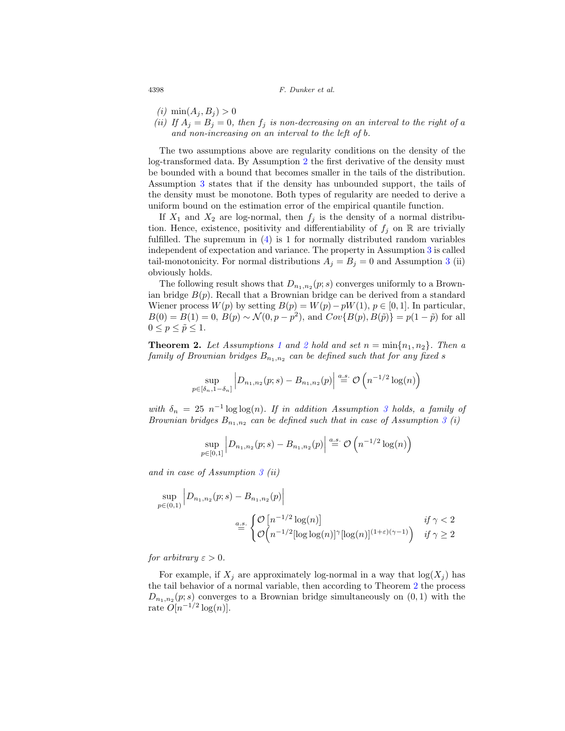*(i)* $\min(A_j, B_j) > 0$

*(ii)* *If* $A_j = B_j = 0$*, then* $f_j$ *is non-decreasing on an interval to the right of* $a$ *and non-increasing on an interval to the left of* $b$.

The two assumptions above are regularity conditions on the density of the log-transformed data. By Assumption 2 the first derivative of the density must be bounded with a bound that becomes smaller in the tails of the distribution. Assumption 3 states that if the density has unbounded support, the tails of the density must be monotone. Both types of regularity are needed to derive a uniform bound on the estimation error of the empirical quantile function.

If $X_1$ and $X_2$ are log-normal, then $f_j$ is the density of a normal distribution. Hence, existence, positivity and differentiability of $f_j$ on $\mathbb{R}$ are trivially fulfilled. The supremum in (4) is 1 for normally distributed random variables independent of expectation and variance. The property in Assumption 3 is called tail-monotonicity. For normal distributions $A_j = B_j = 0$ and Assumption 3 (ii) obviously holds.

The following result shows that $D_{n_1,n_2}(p;s)$ converges uniformly to a Brownian bridge $B(p)$. Recall that a Brownian bridge can be derived from a standard Wiener process $W(p)$ by setting $B(p) = W(p) - pW(1)$, $p \in [0,1]$. In particular, $B(0) = B(1) = 0$, $B(p) \sim \mathcal{N}(0, p - p^2)$, and $Cov\{B(p), B(\tilde{p})\} = p(1-\tilde{p})$ for all $0 \le p \le \tilde{p} \le 1$.

**Theorem 2.** *Let Assumptions 1 and 2 hold and set* $n = \min\{n_1, n_2\}$*. Then a family of Brownian bridges* $B_{n_1,n_2}$ *can be defined such that for any fixed* $s$

$$\sup_{p \in [\delta_n, 1-\delta_n]} \left| D_{n_1,n_2}(p;s) - B_{n_1,n_2}(p) \right| \overset{a.s.}{=} \mathcal{O}\left(n^{-1/2}\log(n)\right)$$

*with* $\delta_n = 25\ n^{-1}\log\log(n)$*. If in addition Assumption 3 holds, a family of Brownian bridges* $B_{n_1,n_2}$ *can be defined such that in case of Assumption 3 (i)*

$$\sup_{p \in [0,1]} \left| D_{n_1,n_2}(p;s) - B_{n_1,n_2}(p) \right| \overset{a.s.}{=} \mathcal{O}\left(n^{-1/2}\log(n)\right)$$

*and in case of Assumption 3 (ii)*

$$\sup_{p \in (0,1)} \left| D_{n_1,n_2}(p;s) - B_{n_1,n_2}(p) \right| \overset{a.s.}{=} \begin{cases} \mathcal{O}\left[n^{-1/2}\log(n)\right] & \text{if } \gamma < 2 \\ \mathcal{O}\left(n^{-1/2}[\log\log(n)]^{\gamma}[\log(n)]^{(1+\varepsilon)(\gamma-1)}\right) & \text{if } \gamma \ge 2 \end{cases}$$

*for arbitrary* $\varepsilon > 0$.

For example, if $X_j$ are approximately log-normal in a way that $\log(X_j)$ has the tail behavior of a normal variable, then according to Theorem 2 the process $D_{n_1,n_2}(p;s)$ converges to a Brownian bridge simultaneously on $(0,1)$ with the rate $O[n^{-1/2}\log(n)]$.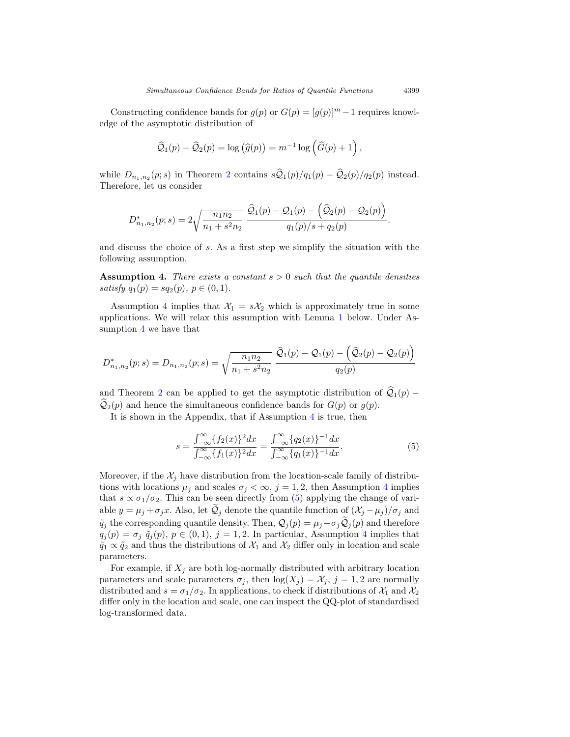Constructing confidence bands for $g(p)$ or $G(p) = [g(p)]^m - 1$ requires knowledge of the asymptotic distribution of

$$\widehat{\mathcal{Q}}_1(p) - \widehat{\mathcal{Q}}_2(p) = \log\left(\widehat{g}(p)\right) = m^{-1}\log\left(\widehat{G}(p) + 1\right),$$

while $D_{n_1,n_2}(p;s)$ in Theorem 2 contains $s\widehat{\mathcal{Q}}_1(p)/q_1(p) - \widehat{\mathcal{Q}}_2(p)/q_2(p)$ instead. Therefore, let us consider

$$D^*_{n_1,n_2}(p;s) = 2\sqrt{\frac{n_1 n_2}{n_1 + s^2 n_2}}\ \frac{\widehat{\mathcal{Q}}_1(p) - \mathcal{Q}_1(p) - \left(\widehat{\mathcal{Q}}_2(p) - \mathcal{Q}_2(p)\right)}{q_1(p)/s + q_2(p)}.$$

and discuss the choice of $s$. As a first step we simplify the situation with the following assumption.

**Assumption 4.** *There exists a constant $s > 0$ such that the quantile densities satisfy $q_1(p) = sq_2(p)$, $p \in (0,1)$.*

Assumption 4 implies that $\mathcal{X}_1 = s\mathcal{X}_2$ which is approximately true in some applications. We will relax this assumption with Lemma 1 below. Under Assumption 4 we have that

$$D^*_{n_1,n_2}(p;s) = D_{n_1,n_2}(p;s) = \sqrt{\frac{n_1 n_2}{n_1 + s^2 n_2}}\ \frac{\widehat{\mathcal{Q}}_1(p) - \mathcal{Q}_1(p) - \left(\widehat{\mathcal{Q}}_2(p) - \mathcal{Q}_2(p)\right)}{q_2(p)}$$

and Theorem 2 can be applied to get the asymptotic distribution of $\widehat{\mathcal{Q}}_1(p) - \widehat{\mathcal{Q}}_2(p)$ and hence the simultaneous confidence bands for $G(p)$ or $g(p)$.

It is shown in the Appendix, that if Assumption 4 is true, then

$$s = \frac{\int_{-\infty}^{\infty}\{f_2(x)\}^2 dx}{\int_{-\infty}^{\infty}\{f_1(x)\}^2 dx} = \frac{\int_{-\infty}^{\infty}\{q_2(x)\}^{-1} dx}{\int_{-\infty}^{\infty}\{q_1(x)\}^{-1} dx}. \tag{5}$$

Moreover, if the $\mathcal{X}_j$ have distribution from the location-scale family of distributions with locations $\mu_j$ and scales $\sigma_j < \infty$, $j = 1,2$, then Assumption 4 implies that $s \propto \sigma_1/\sigma_2$. This can be seen directly from (5) applying the change of variable $y = \mu_j + \sigma_j x$. Also, let $\widetilde{\mathcal{Q}}_j$ denote the quantile function of $(\mathcal{X}_j - \mu_j)/\sigma_j$ and $\tilde{q}_j$ the corresponding quantile density. Then, $\mathcal{Q}_j(p) = \mu_j + \sigma_j\widetilde{\mathcal{Q}}_j(p)$ and therefore $q_j(p) = \sigma_j\ \tilde{q}_j(p)$, $p \in (0,1)$, $j = 1,2$. In particular, Assumption 4 implies that $\tilde{q}_1 \propto \tilde{q}_2$ and thus the distributions of $\mathcal{X}_1$ and $\mathcal{X}_2$ differ only in location and scale parameters.

For example, if $X_j$ are both log-normally distributed with arbitrary location parameters and scale parameters $\sigma_j$, then $\log(X_j) = \mathcal{X}_j$, $j = 1,2$ are normally distributed and $s = \sigma_1/\sigma_2$. In applications, to check if distributions of $\mathcal{X}_1$ and $\mathcal{X}_2$ differ only in the location and scale, one can inspect the QQ-plot of standardised log-transformed data.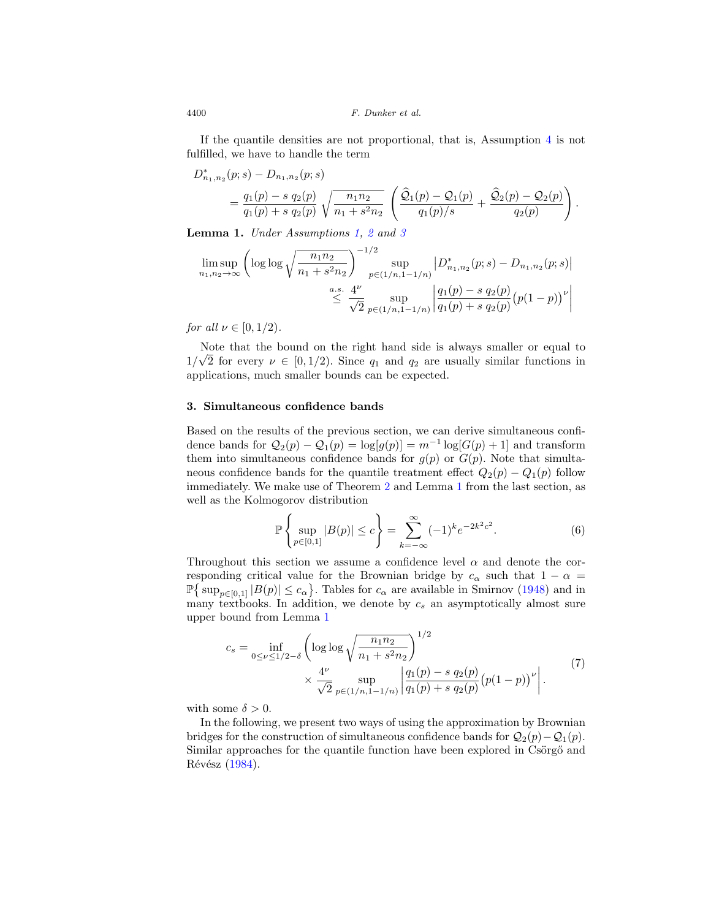If the quantile densities are not proportional, that is, Assumption 4 is not fulfilled, we have to handle the term

$$
\begin{aligned}
&D^*_{n_1,n_2}(p;s) - D_{n_1,n_2}(p;s) \\
&\qquad = \frac{q_1(p) - s\, q_2(p)}{q_1(p) + s\, q_2(p)} \sqrt{\frac{n_1 n_2}{n_1 + s^2 n_2}} \left( \frac{\widehat{\mathcal{Q}}_1(p) - \mathcal{Q}_1(p)}{q_1(p)/s} + \frac{\widehat{\mathcal{Q}}_2(p) - \mathcal{Q}_2(p)}{q_2(p)} \right).
\end{aligned}
$$

**Lemma 1.** *Under Assumptions 1, 2 and 3*

$$
\begin{aligned}
\limsup_{n_1,n_2\to\infty} &\left( \log\log \sqrt{\frac{n_1 n_2}{n_1 + s^2 n_2}} \right)^{-1/2} \sup_{p\in(1/n,1-1/n)} \left| D^*_{n_1,n_2}(p;s) - D_{n_1,n_2}(p;s) \right| \\
&\overset{a.s.}{\leq} \frac{4^\nu}{\sqrt{2}} \sup_{p\in(1/n,1-1/n)} \left| \frac{q_1(p) - s\, q_2(p)}{q_1(p) + s\, q_2(p)} \big(p(1-p)\big)^\nu \right|
\end{aligned}
$$

*for all $\nu \in [0, 1/2)$.*

Note that the bound on the right hand side is always smaller or equal to $1/\sqrt{2}$ for every $\nu \in [0, 1/2)$. Since $q_1$ and $q_2$ are usually similar functions in applications, much smaller bounds can be expected.

## 3. Simultaneous confidence bands

Based on the results of the previous section, we can derive simultaneous confidence bands for $\mathcal{Q}_2(p) - \mathcal{Q}_1(p) = \log[g(p)] = m^{-1} \log[G(p) + 1]$ and transform them into simultaneous confidence bands for $g(p)$ or $G(p)$. Note that simultaneous confidence bands for the quantile treatment effect $Q_2(p) - Q_1(p)$ follow immediately. We make use of Theorem 2 and Lemma 1 from the last section, as well as the Kolmogorov distribution

$$
\mathbb{P}\left\{ \sup_{p\in[0,1]} |B(p)| \leq c \right\} = \sum_{k=-\infty}^{\infty} (-1)^k e^{-2k^2 c^2}. \tag{6}
$$

Throughout this section we assume a confidence level $\alpha$ and denote the corresponding critical value for the Brownian bridge by $c_\alpha$ such that $1 - \alpha = \mathbb{P}\big\{ \sup_{p\in[0,1]} |B(p)| \leq c_\alpha \big\}$. Tables for $c_\alpha$ are available in Smirnov (1948) and in many textbooks. In addition, we denote by $c_s$ an asymptotically almost sure upper bound from Lemma 1

$$
\begin{aligned}
c_s = \inf_{0\leq\nu\leq 1/2-\delta} &\left( \log\log \sqrt{\frac{n_1 n_2}{n_1 + s^2 n_2}} \right)^{1/2} \\
&\times \frac{4^\nu}{\sqrt{2}} \sup_{p\in(1/n,1-1/n)} \left| \frac{q_1(p) - s\, q_2(p)}{q_1(p) + s\, q_2(p)} \big(p(1-p)\big)^\nu \right|.
\end{aligned} \tag{7}
$$

with some $\delta > 0$.

In the following, we present two ways of using the approximation by Brownian bridges for the construction of simultaneous confidence bands for $\mathcal{Q}_2(p) - \mathcal{Q}_1(p)$. Similar approaches for the quantile function have been explored in Csörgő and Révész (1984).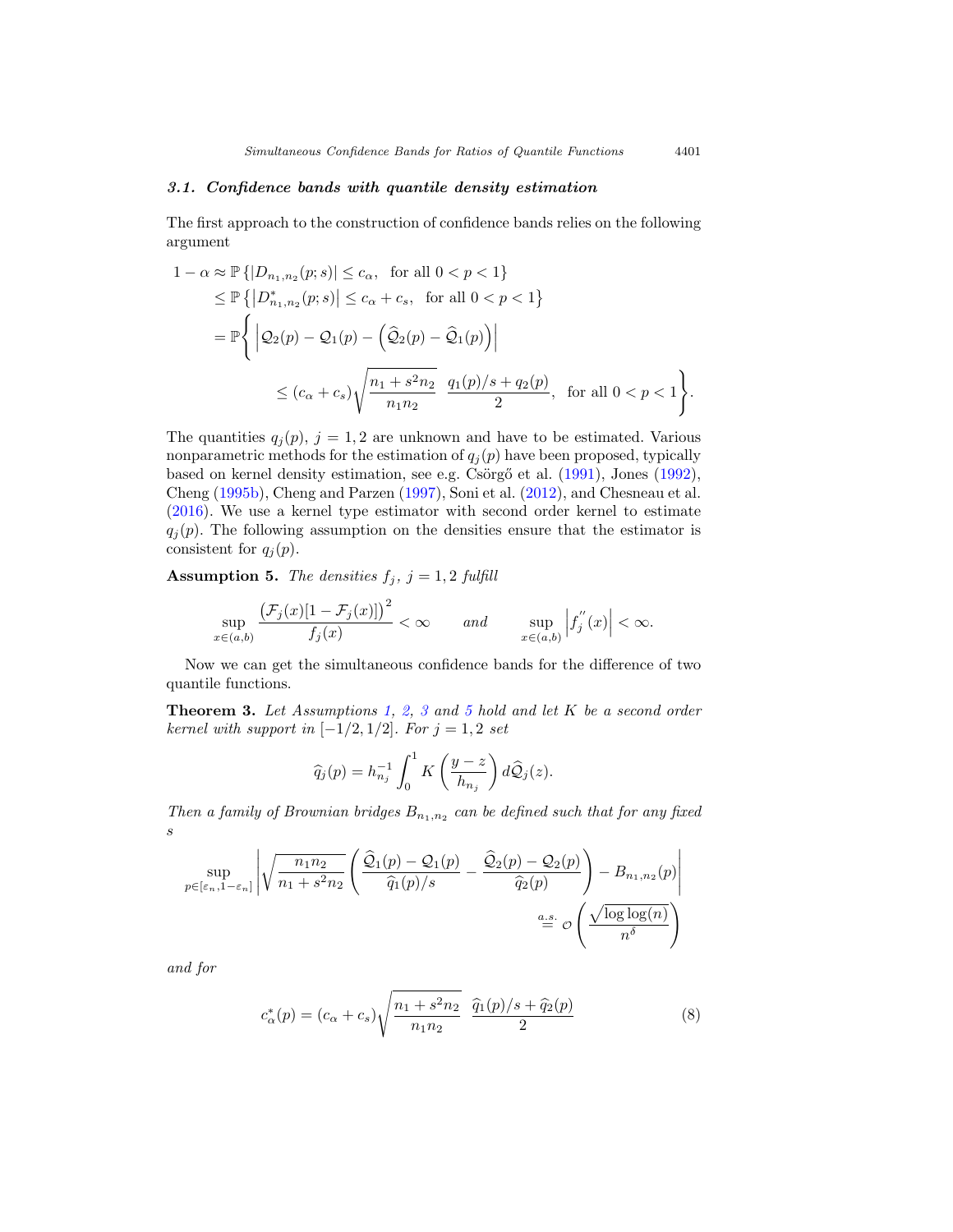### 3.1. Confidence bands with quantile density estimation

The first approach to the construction of confidence bands relies on the following argument

$$
\begin{aligned}
1-\alpha &\approx \mathbb{P}\left\{|D_{n_1,n_2}(p;s)| \le c_\alpha, \ \text{ for all } 0<p<1\right\} \\
&\le \mathbb{P}\left\{\left|D^*_{n_1,n_2}(p;s)\right| \le c_\alpha + c_s, \ \text{ for all } 0<p<1\right\} \\
&= \mathbb{P}\Bigg\{ \left|\mathcal{Q}_2(p) - \mathcal{Q}_1(p) - \left(\widehat{\mathcal{Q}}_2(p) - \widehat{\mathcal{Q}}_1(p)\right)\right| \\
&\qquad\qquad \le (c_\alpha + c_s)\sqrt{\frac{n_1 + s^2 n_2}{n_1 n_2}} \ \ \frac{q_1(p)/s + q_2(p)}{2}, \ \text{ for all } 0<p<1\Bigg\}.
\end{aligned}
$$

The quantities $q_j(p)$, $j=1,2$ are unknown and have to be estimated. Various nonparametric methods for the estimation of $q_j(p)$ have been proposed, typically based on kernel density estimation, see e.g. Csörgő et al. (1991), Jones (1992), Cheng (1995b), Cheng and Parzen (1997), Soni et al. (2012), and Chesneau et al. (2016). We use a kernel type estimator with second order kernel to estimate $q_j(p)$. The following assumption on the densities ensure that the estimator is consistent for $q_j(p)$.

**Assumption 5.** *The densities $f_j$, $j=1,2$ fulfill*

$$
\sup_{x\in(a,b)} \frac{\left(\mathcal{F}_j(x)[1-\mathcal{F}_j(x)]\right)^2}{f_j(x)} < \infty \qquad \text{and} \qquad \sup_{x\in(a,b)} \left|f_j^{''}(x)\right| < \infty.
$$

Now we can get the simultaneous confidence bands for the difference of two quantile functions.

**Theorem 3.** *Let Assumptions 1, 2, 3 and 5 hold and let $K$ be a second order kernel with support in $[-1/2, 1/2]$. For $j=1,2$ set*

$$
\widehat{q}_j(p) = h_{n_j}^{-1}\int_0^1 K\left(\frac{y-z}{h_{n_j}}\right) d\widehat{\mathcal{Q}}_j(z).
$$

*Then a family of Brownian bridges $B_{n_1,n_2}$ can be defined such that for any fixed $s$*

$$
\sup_{p\in[\varepsilon_n, 1-\varepsilon_n]} \left|\sqrt{\frac{n_1 n_2}{n_1 + s^2 n_2}}\left(\frac{\widehat{\mathcal{Q}}_1(p) - \mathcal{Q}_1(p)}{\widehat{q}_1(p)/s} - \frac{\widehat{\mathcal{Q}}_2(p) - \mathcal{Q}_2(p)}{\widehat{q}_2(p)}\right) - B_{n_1,n_2}(p)\right| \overset{a.s.}{=} \mathcal{O}\left(\frac{\sqrt{\log\log(n)}}{n^\delta}\right)
$$

*and for*

$$
c^*_\alpha(p) = (c_\alpha + c_s)\sqrt{\frac{n_1 + s^2 n_2}{n_1 n_2}} \ \ \frac{\widehat{q}_1(p)/s + \widehat{q}_2(p)}{2} \tag{8}
$$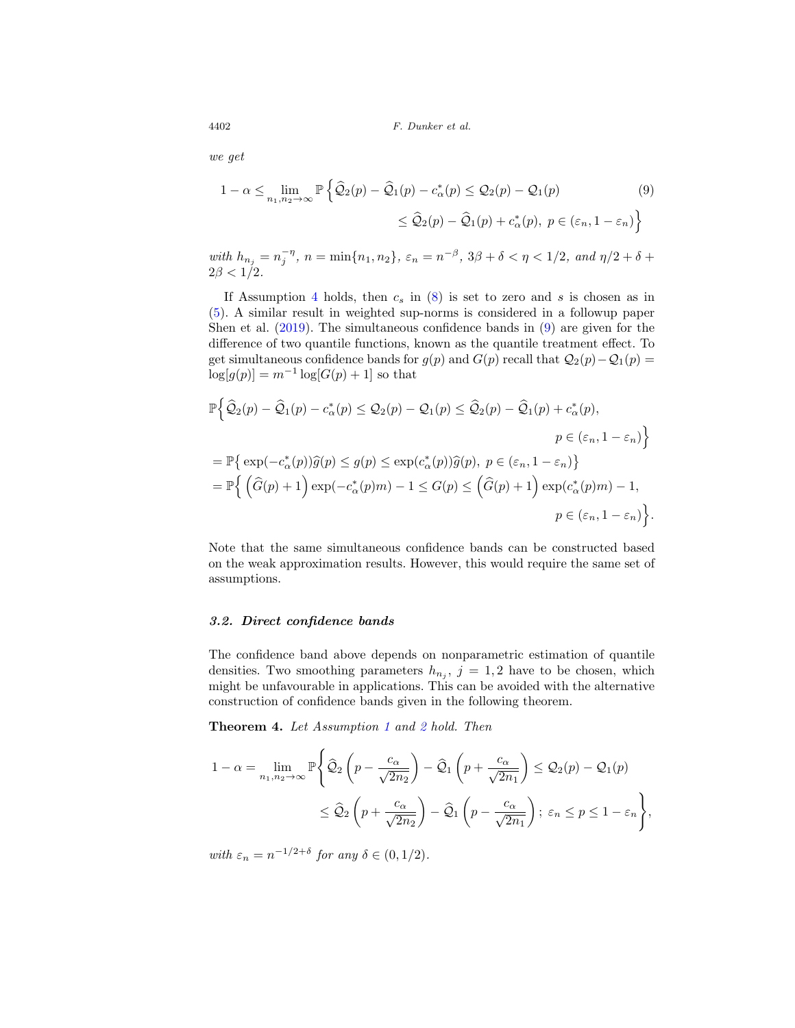*we get*

$$1 - \alpha \leq \lim_{n_1, n_2 \to \infty} \mathbb{P}\Big\{ \widehat{\mathcal{Q}}_2(p) - \widehat{\mathcal{Q}}_1(p) - c^*_\alpha(p) \leq \mathcal{Q}_2(p) - \mathcal{Q}_1(p) \leq \widehat{\mathcal{Q}}_2(p) - \widehat{\mathcal{Q}}_1(p) + c^*_\alpha(p),\ p \in (\varepsilon_n, 1-\varepsilon_n) \Big\} \tag{9}$$

*with* $h_{n_j} = n_j^{-\eta}$, $n = \min\{n_1, n_2\}$, $\varepsilon_n = n^{-\beta}$, $3\beta + \delta < \eta < 1/2$, *and* $\eta/2 + \delta + 2\beta < 1/2$.

If Assumption 4 holds, then $c_s$ in (8) is set to zero and $s$ is chosen as in (5). A similar result in weighted sup-norms is considered in a followup paper Shen et al. (2019). The simultaneous confidence bands in (9) are given for the difference of two quantile functions, known as the quantile treatment effect. To get simultaneous confidence bands for $g(p)$ and $G(p)$ recall that $\mathcal{Q}_2(p) - \mathcal{Q}_1(p) = \log[g(p)] = m^{-1}\log[G(p)+1]$ so that

$$\begin{aligned}
&\mathbb{P}\Big\{ \widehat{\mathcal{Q}}_2(p) - \widehat{\mathcal{Q}}_1(p) - c^*_\alpha(p) \leq \mathcal{Q}_2(p) - \mathcal{Q}_1(p) \leq \widehat{\mathcal{Q}}_2(p) - \widehat{\mathcal{Q}}_1(p) + c^*_\alpha(p), \\
&\qquad\qquad p \in (\varepsilon_n, 1-\varepsilon_n) \Big\} \\
&= \mathbb{P}\big\{ \exp(-c^*_\alpha(p))\widehat{g}(p) \leq g(p) \leq \exp(c^*_\alpha(p))\widehat{g}(p),\ p \in (\varepsilon_n, 1-\varepsilon_n) \big\} \\
&= \mathbb{P}\Big\{ \Big(\widehat{G}(p)+1\Big)\exp(-c^*_\alpha(p)m) - 1 \leq G(p) \leq \Big(\widehat{G}(p)+1\Big)\exp(c^*_\alpha(p)m) - 1, \\
&\qquad\qquad p \in (\varepsilon_n, 1-\varepsilon_n) \Big\}.
\end{aligned}$$

Note that the same simultaneous confidence bands can be constructed based on the weak approximation results. However, this would require the same set of assumptions.

### 3.2. Direct confidence bands

The confidence band above depends on nonparametric estimation of quantile densities. Two smoothing parameters $h_{n_j}$, $j = 1, 2$ have to be chosen, which might be unfavourable in applications. This can be avoided with the alternative construction of confidence bands given in the following theorem.

**Theorem 4.** *Let Assumption 1 and 2 hold. Then*

$$1 - \alpha = \lim_{n_1, n_2 \to \infty} \mathbb{P}\Bigg\{ \widehat{\mathcal{Q}}_2\left(p - \frac{c_\alpha}{\sqrt{2n_2}}\right) - \widehat{\mathcal{Q}}_1\left(p + \frac{c_\alpha}{\sqrt{2n_1}}\right) \leq \mathcal{Q}_2(p) - \mathcal{Q}_1(p) \leq \widehat{\mathcal{Q}}_2\left(p + \frac{c_\alpha}{\sqrt{2n_2}}\right) - \widehat{\mathcal{Q}}_1\left(p - \frac{c_\alpha}{\sqrt{2n_1}}\right);\ \varepsilon_n \leq p \leq 1 - \varepsilon_n \Bigg\},$$

*with* $\varepsilon_n = n^{-1/2+\delta}$ *for any* $\delta \in (0, 1/2)$.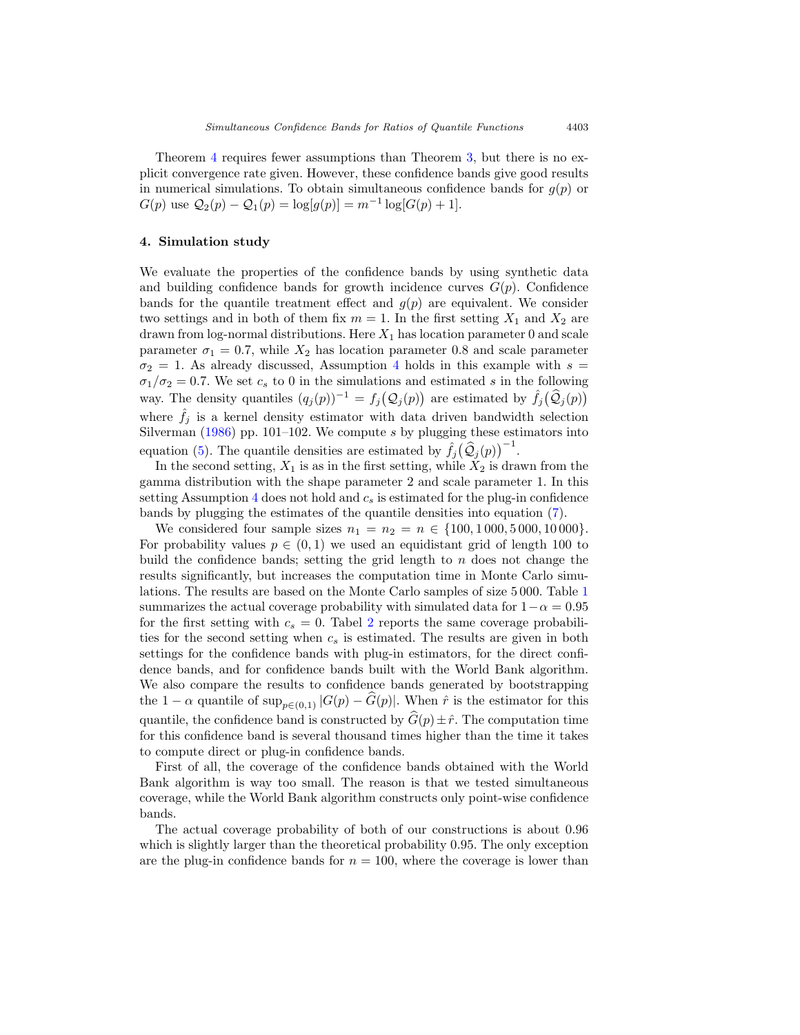Theorem 4 requires fewer assumptions than Theorem 3, but there is no explicit convergence rate given. However, these confidence bands give good results in numerical simulations. To obtain simultaneous confidence bands for $g(p)$ or $G(p)$ use $\mathcal{Q}_2(p) - \mathcal{Q}_1(p) = \log[g(p)] = m^{-1}\log[G(p) + 1]$.

## 4. Simulation study

We evaluate the properties of the confidence bands by using synthetic data and building confidence bands for growth incidence curves $G(p)$. Confidence bands for the quantile treatment effect and $g(p)$ are equivalent. We consider two settings and in both of them fix $m = 1$. In the first setting $X_1$ and $X_2$ are drawn from log-normal distributions. Here $X_1$ has location parameter 0 and scale parameter $\sigma_1 = 0.7$, while $X_2$ has location parameter 0.8 and scale parameter $\sigma_2 = 1$. As already discussed, Assumption 4 holds in this example with $s = \sigma_1/\sigma_2 = 0.7$. We set $c_s$ to 0 in the simulations and estimated $s$ in the following way. The density quantiles $(q_j(p))^{-1} = f_j\big(\mathcal{Q}_j(p)\big)$ are estimated by $\hat{f}_j\big(\widehat{\mathcal{Q}}_j(p)\big)$ where $\hat{f}_j$ is a kernel density estimator with data driven bandwidth selection Silverman (1986) pp. 101–102. We compute $s$ by plugging these estimators into equation (5). The quantile densities are estimated by $\hat{f}_j\big(\widehat{\mathcal{Q}}_j(p)\big)^{-1}$.

In the second setting, $X_1$ is as in the first setting, while $X_2$ is drawn from the gamma distribution with the shape parameter 2 and scale parameter 1. In this setting Assumption 4 does not hold and $c_s$ is estimated for the plug-in confidence bands by plugging the estimates of the quantile densities into equation (7).

We considered four sample sizes $n_1 = n_2 = n \in \{100, 1\,000, 5\,000, 10\,000\}$. For probability values $p \in (0, 1)$ we used an equidistant grid of length 100 to build the confidence bands; setting the grid length to $n$ does not change the results significantly, but increases the computation time in Monte Carlo simulations. The results are based on the Monte Carlo samples of size 5 000. Table 1 summarizes the actual coverage probability with simulated data for $1-\alpha = 0.95$ for the first setting with $c_s = 0$. Tabel 2 reports the same coverage probabilities for the second setting when $c_s$ is estimated. The results are given in both settings for the confidence bands with plug-in estimators, for the direct confidence bands, and for confidence bands built with the World Bank algorithm. We also compare the results to confidence bands generated by bootstrapping the $1 - \alpha$ quantile of $\sup_{p\in(0,1)} |G(p) - \widehat{G}(p)|$. When $\hat{r}$ is the estimator for this quantile, the confidence band is constructed by $\widehat{G}(p) \pm \hat{r}$. The computation time for this confidence band is several thousand times higher than the time it takes to compute direct or plug-in confidence bands.

First of all, the coverage of the confidence bands obtained with the World Bank algorithm is way too small. The reason is that we tested simultaneous coverage, while the World Bank algorithm constructs only point-wise confidence bands.

The actual coverage probability of both of our constructions is about 0.96 which is slightly larger than the theoretical probability 0.95. The only exception are the plug-in confidence bands for $n = 100$, where the coverage is lower than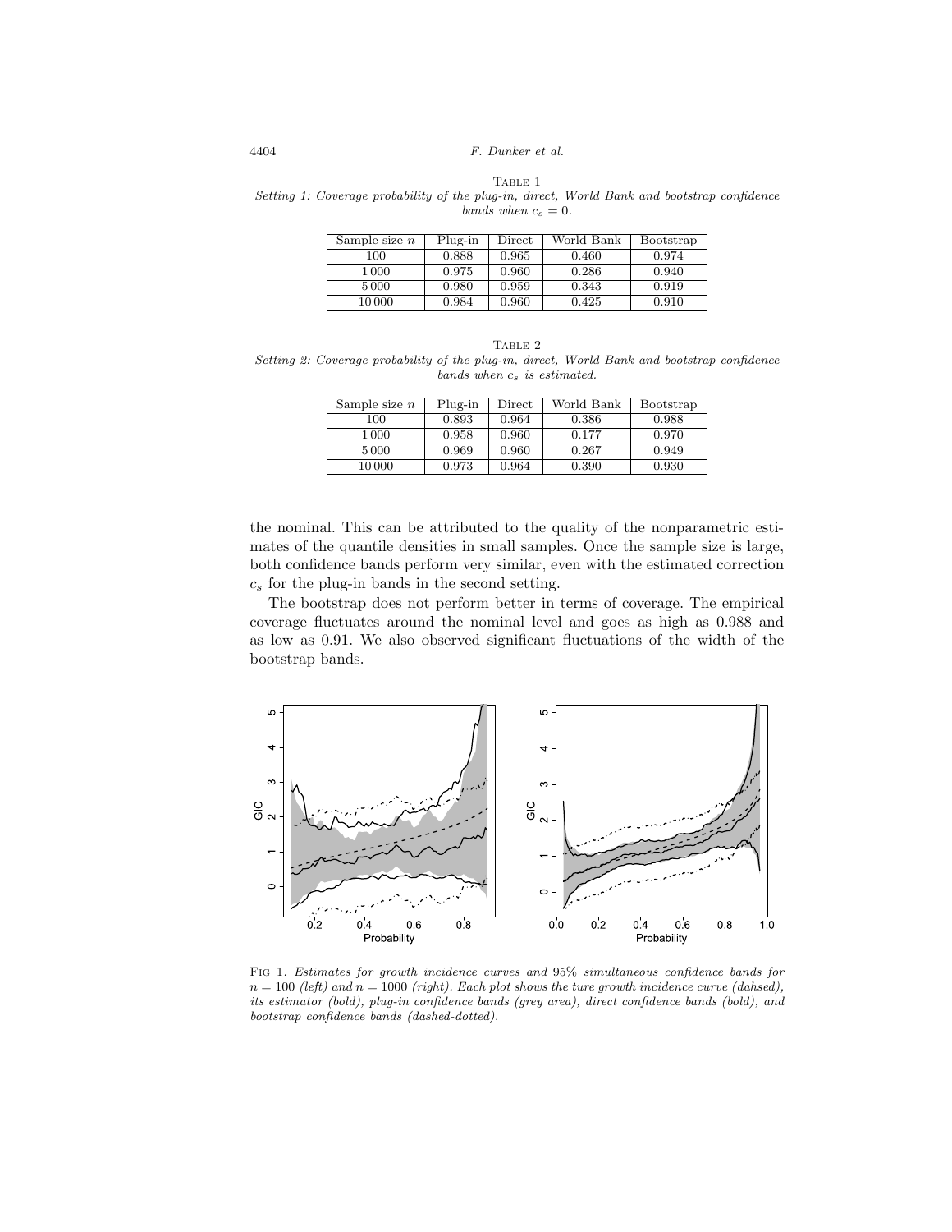Table 1
*Setting 1: Coverage probability of the plug-in, direct, World Bank and bootstrap confidence bands when $c_s = 0$.*

| Sample size $n$ | Plug-in | Direct | World Bank | Bootstrap |
|---|---|---|---|---|
| 100 | 0.888 | 0.965 | 0.460 | 0.974 |
| 1 000 | 0.975 | 0.960 | 0.286 | 0.940 |
| 5 000 | 0.980 | 0.959 | 0.343 | 0.919 |
| 10 000 | 0.984 | 0.960 | 0.425 | 0.910 |

Table 2
*Setting 2: Coverage probability of the plug-in, direct, World Bank and bootstrap confidence bands when $c_s$ is estimated.*

| Sample size $n$ | Plug-in | Direct | World Bank | Bootstrap |
|---|---|---|---|---|
| 100 | 0.893 | 0.964 | 0.386 | 0.988 |
| 1 000 | 0.958 | 0.960 | 0.177 | 0.970 |
| 5 000 | 0.969 | 0.960 | 0.267 | 0.949 |
| 10 000 | 0.973 | 0.964 | 0.390 | 0.930 |

the nominal. This can be attributed to the quality of the nonparametric estimates of the quantile densities in small samples. Once the sample size is large, both confidence bands perform very similar, even with the estimated correction $c_s$ for the plug-in bands in the second setting.

The bootstrap does not perform better in terms of coverage. The empirical coverage fluctuates around the nominal level and goes as high as 0.988 and as low as 0.91. We also observed significant fluctuations of the width of the bootstrap bands.

Fig 1. *Estimates for growth incidence curves and 95% simultaneous confidence bands for $n = 100$ (left) and $n = 1000$ (right). Each plot shows the ture growth incidence curve (dahsed), its estimator (bold), plug-in confidence bands (grey area), direct confidence bands (bold), and bootstrap confidence bands (dashed-dotted).*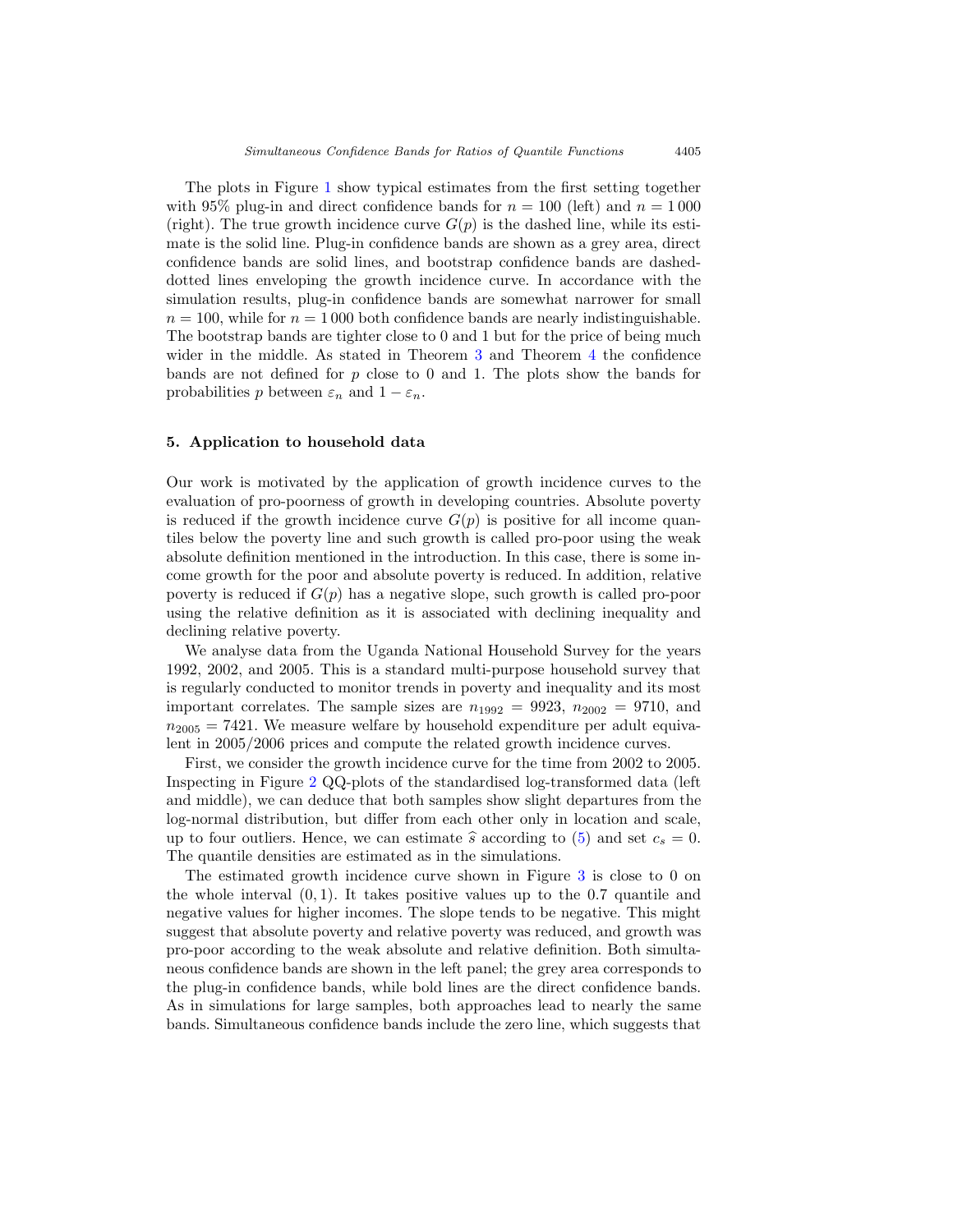The plots in Figure 1 show typical estimates from the first setting together with 95% plug-in and direct confidence bands for $n = 100$ (left) and $n = 1\,000$ (right). The true growth incidence curve $G(p)$ is the dashed line, while its estimate is the solid line. Plug-in confidence bands are shown as a grey area, direct confidence bands are solid lines, and bootstrap confidence bands are dashed-dotted lines enveloping the growth incidence curve. In accordance with the simulation results, plug-in confidence bands are somewhat narrower for small $n = 100$, while for $n = 1\,000$ both confidence bands are nearly indistinguishable. The bootstrap bands are tighter close to 0 and 1 but for the price of being much wider in the middle. As stated in Theorem 3 and Theorem 4 the confidence bands are not defined for $p$ close to 0 and 1. The plots show the bands for probabilities $p$ between $\varepsilon_n$ and $1 - \varepsilon_n$.

## 5. Application to household data

Our work is motivated by the application of growth incidence curves to the evaluation of pro-poorness of growth in developing countries. Absolute poverty is reduced if the growth incidence curve $G(p)$ is positive for all income quantiles below the poverty line and such growth is called pro-poor using the weak absolute definition mentioned in the introduction. In this case, there is some income growth for the poor and absolute poverty is reduced. In addition, relative poverty is reduced if $G(p)$ has a negative slope, such growth is called pro-poor using the relative definition as it is associated with declining inequality and declining relative poverty.

We analyse data from the Uganda National Household Survey for the years 1992, 2002, and 2005. This is a standard multi-purpose household survey that is regularly conducted to monitor trends in poverty and inequality and its most important correlates. The sample sizes are $n_{1992} = 9923$, $n_{2002} = 9710$, and $n_{2005} = 7421$. We measure welfare by household expenditure per adult equivalent in 2005/2006 prices and compute the related growth incidence curves.

First, we consider the growth incidence curve for the time from 2002 to 2005. Inspecting in Figure 2 QQ-plots of the standardised log-transformed data (left and middle), we can deduce that both samples show slight departures from the log-normal distribution, but differ from each other only in location and scale, up to four outliers. Hence, we can estimate $\widehat{s}$ according to (5) and set $c_s = 0$. The quantile densities are estimated as in the simulations.

The estimated growth incidence curve shown in Figure 3 is close to 0 on the whole interval $(0, 1)$. It takes positive values up to the 0.7 quantile and negative values for higher incomes. The slope tends to be negative. This might suggest that absolute poverty and relative poverty was reduced, and growth was pro-poor according to the weak absolute and relative definition. Both simultaneous confidence bands are shown in the left panel; the grey area corresponds to the plug-in confidence bands, while bold lines are the direct confidence bands. As in simulations for large samples, both approaches lead to nearly the same bands. Simultaneous confidence bands include the zero line, which suggests that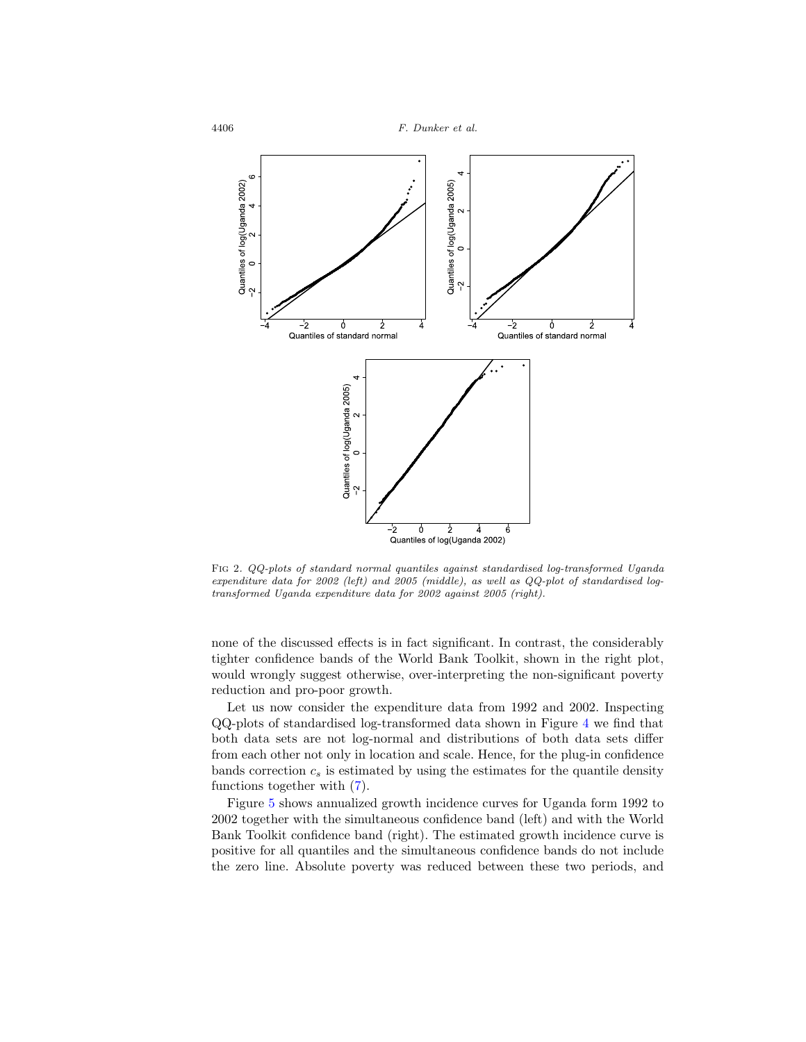FIG 2. *QQ-plots of standard normal quantiles against standardised log-transformed Uganda expenditure data for 2002 (left) and 2005 (middle), as well as QQ-plot of standardised log-transformed Uganda expenditure data for 2002 against 2005 (right).*

none of the discussed effects is in fact significant. In contrast, the considerably tighter confidence bands of the World Bank Toolkit, shown in the right plot, would wrongly suggest otherwise, over-interpreting the non-significant poverty reduction and pro-poor growth.

Let us now consider the expenditure data from 1992 and 2002. Inspecting QQ-plots of standardised log-transformed data shown in Figure 4 we find that both data sets are not log-normal and distributions of both data sets differ from each other not only in location and scale. Hence, for the plug-in confidence bands correction $c_s$ is estimated by using the estimates for the quantile density functions together with (7).

Figure 5 shows annualized growth incidence curves for Uganda form 1992 to 2002 together with the simultaneous confidence band (left) and with the World Bank Toolkit confidence band (right). The estimated growth incidence curve is positive for all quantiles and the simultaneous confidence bands do not include the zero line. Absolute poverty was reduced between these two periods, and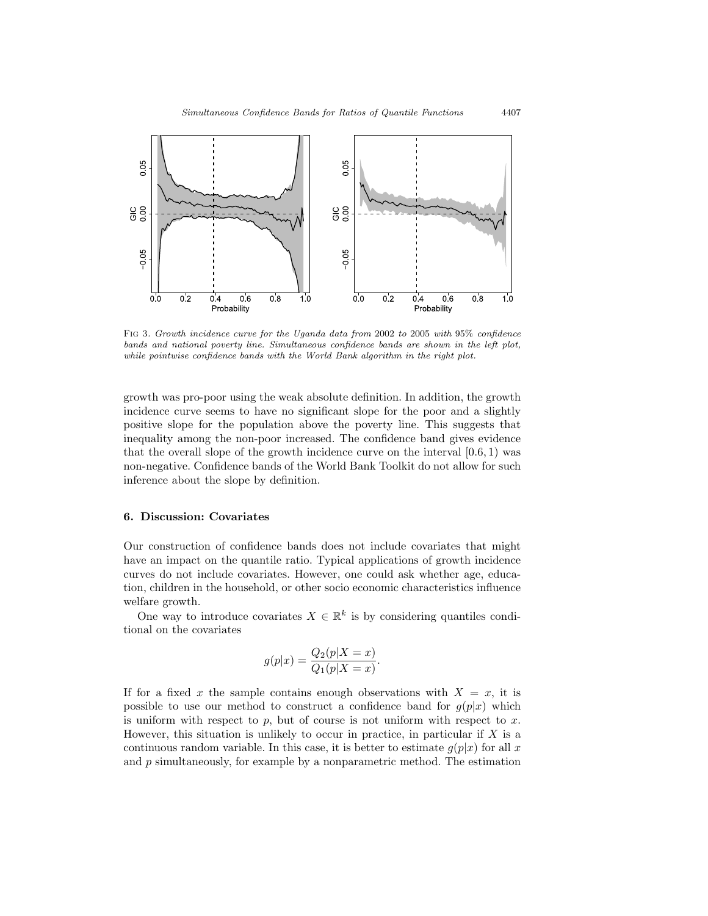Fig 3. *Growth incidence curve for the Uganda data from* 2002 *to* 2005 *with* 95% *confidence bands and national poverty line. Simultaneous confidence bands are shown in the left plot, while pointwise confidence bands with the World Bank algorithm in the right plot.*

growth was pro-poor using the weak absolute definition. In addition, the growth incidence curve seems to have no significant slope for the poor and a slightly positive slope for the population above the poverty line. This suggests that inequality among the non-poor increased. The confidence band gives evidence that the overall slope of the growth incidence curve on the interval $[0.6, 1)$ was non-negative. Confidence bands of the World Bank Toolkit do not allow for such inference about the slope by definition.

## 6. Discussion: Covariates

Our construction of confidence bands does not include covariates that might have an impact on the quantile ratio. Typical applications of growth incidence curves do not include covariates. However, one could ask whether age, education, children in the household, or other socio economic characteristics influence welfare growth.

One way to introduce covariates $X \in \mathbb{R}^k$ is by considering quantiles conditional on the covariates

$$g(p|x) = \frac{Q_2(p|X = x)}{Q_1(p|X = x)}.$$

If for a fixed $x$ the sample contains enough observations with $X = x$, it is possible to use our method to construct a confidence band for $g(p|x)$ which is uniform with respect to $p$, but of course is not uniform with respect to $x$. However, this situation is unlikely to occur in practice, in particular if $X$ is a continuous random variable. In this case, it is better to estimate $g(p|x)$ for all $x$ and $p$ simultaneously, for example by a nonparametric method. The estimation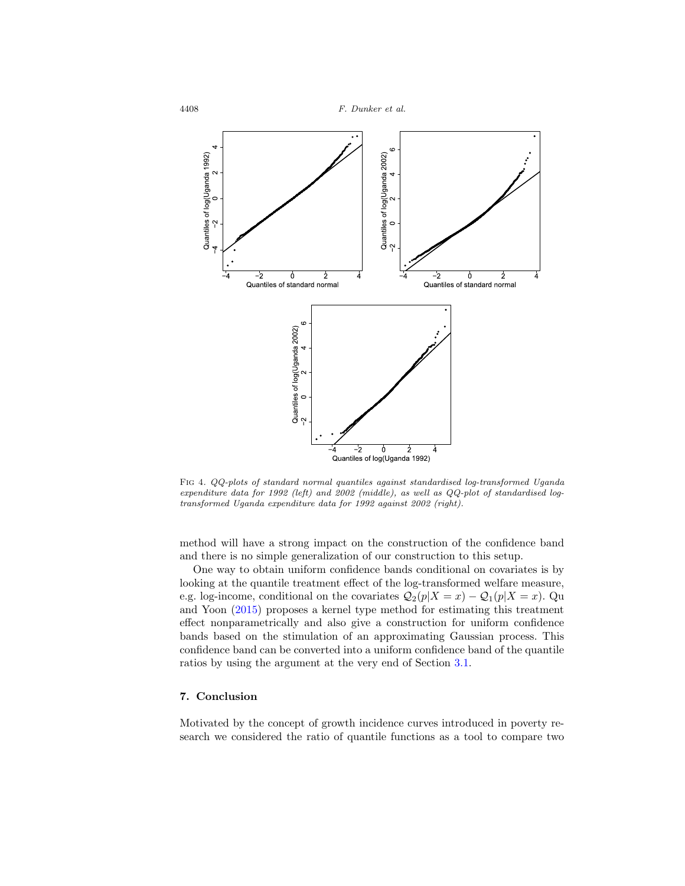FIG 4. *QQ-plots of standard normal quantiles against standardised log-transformed Uganda expenditure data for 1992 (left) and 2002 (middle), as well as QQ-plot of standardised log-transformed Uganda expenditure data for 1992 against 2002 (right).*

method will have a strong impact on the construction of the confidence band and there is no simple generalization of our construction to this setup.

One way to obtain uniform confidence bands conditional on covariates is by looking at the quantile treatment effect of the log-transformed welfare measure, e.g. log-income, conditional on the covariates $\mathcal{Q}_2(p|X = x) - \mathcal{Q}_1(p|X = x)$. Qu and Yoon (2015) proposes a kernel type method for estimating this treatment effect nonparametrically and also give a construction for uniform confidence bands based on the stimulation of an approximating Gaussian process. This confidence band can be converted into a uniform confidence band of the quantile ratios by using the argument at the very end of Section 3.1.

## 7. Conclusion

Motivated by the concept of growth incidence curves introduced in poverty research we considered the ratio of quantile functions as a tool to compare two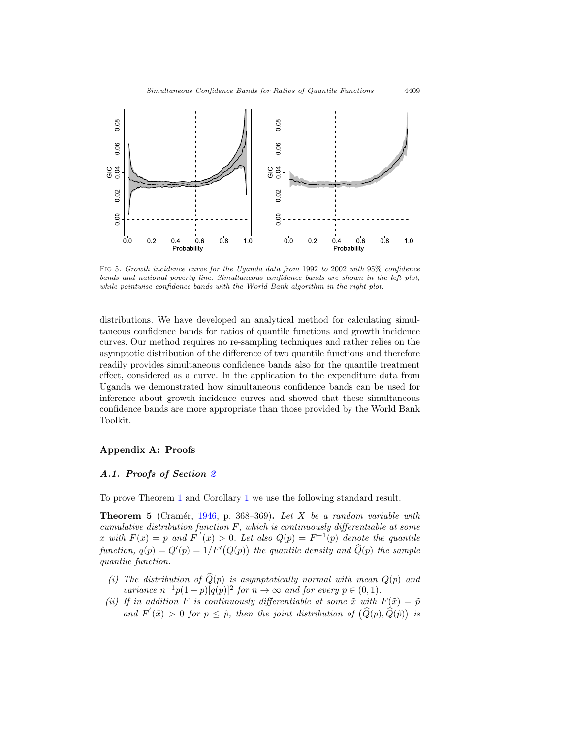Fig 5. *Growth incidence curve for the Uganda data from* 1992 *to* 2002 *with* 95% *confidence bands and national poverty line. Simultaneous confidence bands are shown in the left plot, while pointwise confidence bands with the World Bank algorithm in the right plot.*

distributions. We have developed an analytical method for calculating simultaneous confidence bands for ratios of quantile functions and growth incidence curves. Our method requires no re-sampling techniques and rather relies on the asymptotic distribution of the difference of two quantile functions and therefore readily provides simultaneous confidence bands also for the quantile treatment effect, considered as a curve. In the application to the expenditure data from Uganda we demonstrated how simultaneous confidence bands can be used for inference about growth incidence curves and showed that these simultaneous confidence bands are more appropriate than those provided by the World Bank Toolkit.

## Appendix A: Proofs

### A.1. Proofs of Section 2

To prove Theorem 1 and Corollary 1 we use the following standard result.

**Theorem 5** (Cramér, 1946, p. 368–369)**.** *Let $X$ be a random variable with cumulative distribution function $F$, which is continuously differentiable at some $x$ with $F(x) = p$ and $F'(x) > 0$. Let also $Q(p) = F^{-1}(p)$ denote the quantile function, $q(p) = Q'(p) = 1/F'\big(Q(p)\big)$ the quantile density and $\widehat{Q}(p)$ the sample quantile function.*

- *(i) The distribution of $\widehat{Q}(p)$ is asymptotically normal with mean $Q(p)$ and variance $n^{-1}p(1-p)[q(p)]^2$ for $n \to \infty$ and for every $p \in (0,1)$.*
- *(ii) If in addition $F$ is continuously differentiable at some $\tilde{x}$ with $F(\tilde{x}) = \tilde{p}$ and $F'(\tilde{x}) > 0$ for $p \leq \tilde{p}$, then the joint distribution of $\big(\widehat{Q}(p), \widehat{Q}(\tilde{p})\big)$ is*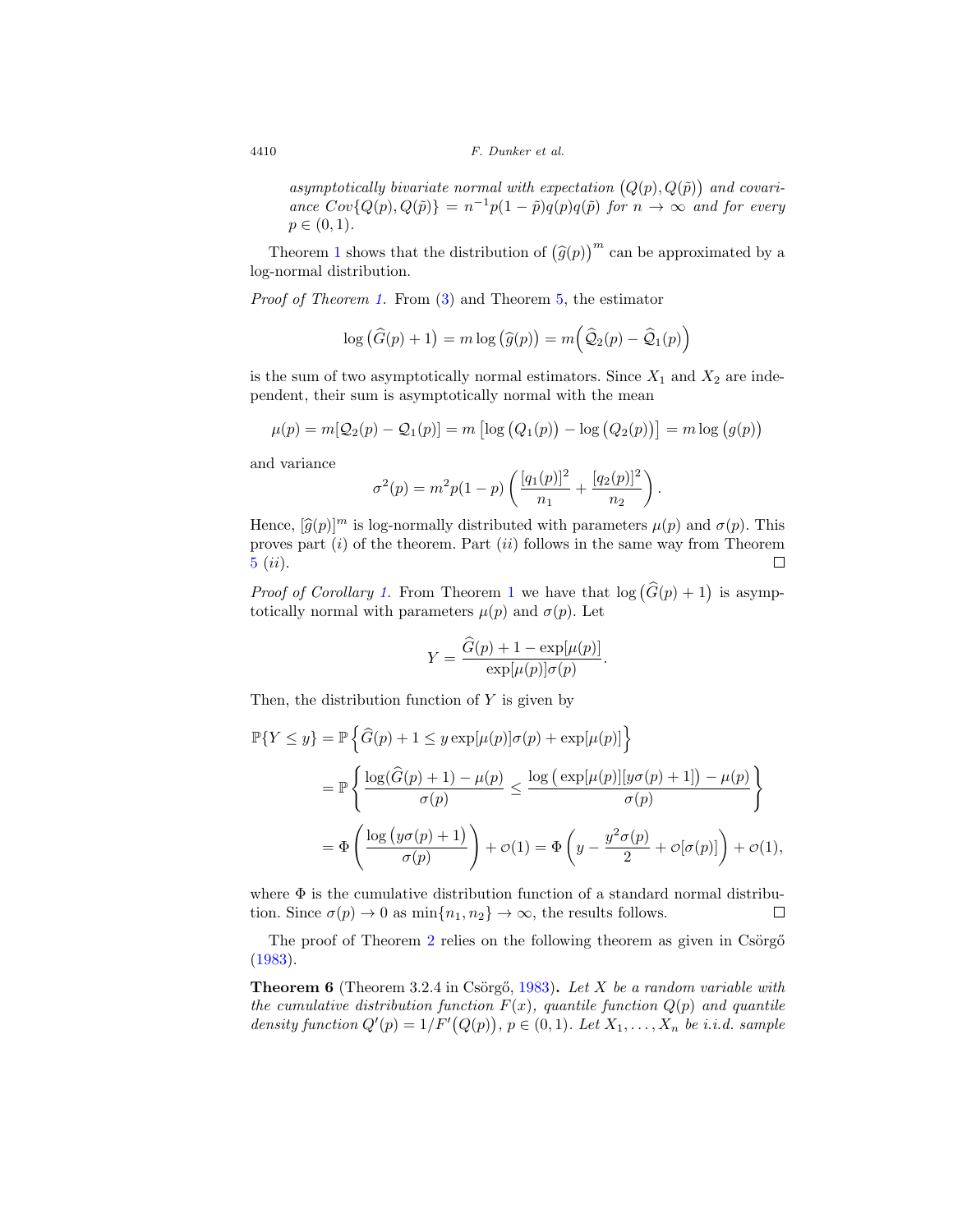*asymptotically bivariate normal with expectation* $\big(Q(p), Q(\tilde{p})\big)$ *and covariance* $Cov\{Q(p), Q(\tilde{p})\} = n^{-1}p(1-\tilde{p})q(p)q(\tilde{p})$ *for* $n \to \infty$ *and for every* $p \in (0,1)$.

Theorem 1 shows that the distribution of $\big(\widehat{g}(p)\big)^m$ can be approximated by a log-normal distribution.

*Proof of Theorem 1.* From (3) and Theorem 5, the estimator

$$\log\big(\widehat{G}(p)+1\big) = m\log\big(\widehat{g}(p)\big) = m\Big(\widehat{\mathcal{Q}}_2(p) - \widehat{\mathcal{Q}}_1(p)\Big)$$

is the sum of two asymptotically normal estimators. Since $X_1$ and $X_2$ are independent, their sum is asymptotically normal with the mean

$$\mu(p) = m[\mathcal{Q}_2(p) - \mathcal{Q}_1(p)] = m\left[\log\big(Q_1(p)\big) - \log\big(Q_2(p)\big)\right] = m\log\big(g(p)\big)$$

and variance

$$\sigma^2(p) = m^2 p(1-p)\left(\frac{[q_1(p)]^2}{n_1} + \frac{[q_2(p)]^2}{n_2}\right).$$

Hence, $[\widehat{g}(p)]^m$ is log-normally distributed with parameters $\mu(p)$ and $\sigma(p)$. This proves part $(i)$ of the theorem. Part $(ii)$ follows in the same way from Theorem 5 $(ii)$. $\square$

*Proof of Corollary 1.* From Theorem 1 we have that $\log\big(\widehat{G}(p)+1\big)$ is asymptotically normal with parameters $\mu(p)$ and $\sigma(p)$. Let

$$Y = \frac{\widehat{G}(p) + 1 - \exp[\mu(p)]}{\exp[\mu(p)]\sigma(p)}.$$

Then, the distribution function of $Y$ is given by

$$\begin{aligned}
\mathbb{P}\{Y \le y\} &= \mathbb{P}\left\{\widehat{G}(p) + 1 \le y\exp[\mu(p)]\sigma(p) + \exp[\mu(p)]\right\} \\
&= \mathbb{P}\left\{\frac{\log(\widehat{G}(p)+1) - \mu(p)}{\sigma(p)} \le \frac{\log\big(\exp[\mu(p)][y\sigma(p)+1]\big) - \mu(p)}{\sigma(p)}\right\} \\
&= \Phi\left(\frac{\log\big(y\sigma(p)+1\big)}{\sigma(p)}\right) + o(1) = \Phi\left(y - \frac{y^2\sigma(p)}{2} + o[\sigma(p)]\right) + o(1),
\end{aligned}$$

where $\Phi$ is the cumulative distribution function of a standard normal distribution. Since $\sigma(p) \to 0$ as $\min\{n_1, n_2\} \to \infty$, the results follows. $\square$

The proof of Theorem 2 relies on the following theorem as given in Csörgő (1983).

**Theorem 6** (Theorem 3.2.4 in Csörgő, 1983)**.** *Let $X$ be a random variable with the cumulative distribution function $F(x)$, quantile function $Q(p)$ and quantile density function $Q'(p) = 1/F'\big(Q(p)\big)$, $p \in (0,1)$. Let $X_1, \dots, X_n$ be i.i.d. sample*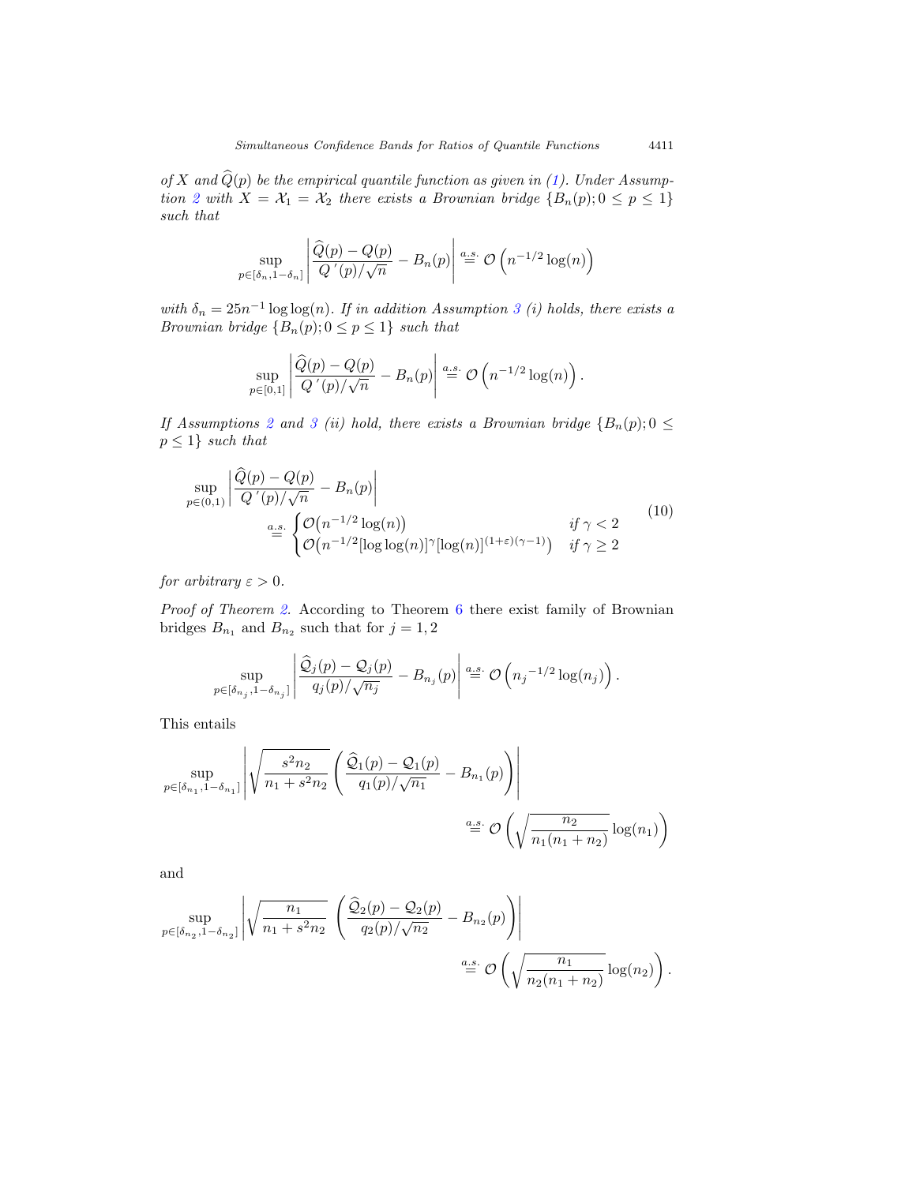*of $X$ and $\widehat{Q}(p)$ be the empirical quantile function as given in (1). Under Assumption 2 with $X = \mathcal{X}_1 = \mathcal{X}_2$ there exists a Brownian bridge $\{B_n(p); 0 \le p \le 1\}$ such that*

$$\sup_{p\in[\delta_n, 1-\delta_n]} \left| \frac{\widehat{Q}(p) - Q(p)}{Q'(p)/\sqrt{n}} - B_n(p) \right| \overset{a.s.}{=} \mathcal{O}\left(n^{-1/2}\log(n)\right)$$

*with $\delta_n = 25n^{-1}\log\log(n)$. If in addition Assumption 3 (i) holds, there exists a Brownian bridge $\{B_n(p); 0 \le p \le 1\}$ such that*

$$\sup_{p\in[0,1]} \left| \frac{\widehat{Q}(p) - Q(p)}{Q'(p)/\sqrt{n}} - B_n(p) \right| \overset{a.s.}{=} \mathcal{O}\left(n^{-1/2}\log(n)\right).$$

*If Assumptions 2 and 3 (ii) hold, there exists a Brownian bridge $\{B_n(p); 0 \le p \le 1\}$ such that*

$$\sup_{p\in(0,1)} \left| \frac{\widehat{Q}(p) - Q(p)}{Q'(p)/\sqrt{n}} - B_n(p) \right| \overset{a.s.}{=} \begin{cases} \mathcal{O}\big(n^{-1/2}\log(n)\big) & \text{if } \gamma < 2 \\ \mathcal{O}\big(n^{-1/2}[\log\log(n)]^{\gamma}[\log(n)]^{(1+\varepsilon)(\gamma-1)}\big) & \text{if } \gamma \ge 2 \end{cases} \tag{10}$$

*for arbitrary $\varepsilon > 0$.*

*Proof of Theorem 2.* According to Theorem 6 there exist family of Brownian bridges $B_{n_1}$ and $B_{n_2}$ such that for $j = 1, 2$

$$\sup_{p\in[\delta_{n_j}, 1-\delta_{n_j}]} \left| \frac{\widehat{\mathcal{Q}}_j(p) - \mathcal{Q}_j(p)}{q_j(p)/\sqrt{n_j}} - B_{n_j}(p) \right| \overset{a.s.}{=} \mathcal{O}\left({n_j}^{-1/2}\log(n_j)\right).$$

This entails

$$\sup_{p\in[\delta_{n_1}, 1-\delta_{n_1}]} \left| \sqrt{\frac{s^2 n_2}{n_1 + s^2 n_2}} \left( \frac{\widehat{\mathcal{Q}}_1(p) - \mathcal{Q}_1(p)}{q_1(p)/\sqrt{n_1}} - B_{n_1}(p) \right) \right| \overset{a.s.}{=} \mathcal{O}\left( \sqrt{\frac{n_2}{n_1(n_1+n_2)}}\log(n_1) \right)$$

and

$$\sup_{p\in[\delta_{n_2}, 1-\delta_{n_2}]} \left| \sqrt{\frac{n_1}{n_1 + s^2 n_2}} \left( \frac{\widehat{\mathcal{Q}}_2(p) - \mathcal{Q}_2(p)}{q_2(p)/\sqrt{n_2}} - B_{n_2}(p) \right) \right| \overset{a.s.}{=} \mathcal{O}\left( \sqrt{\frac{n_1}{n_2(n_1+n_2)}}\log(n_2) \right).$$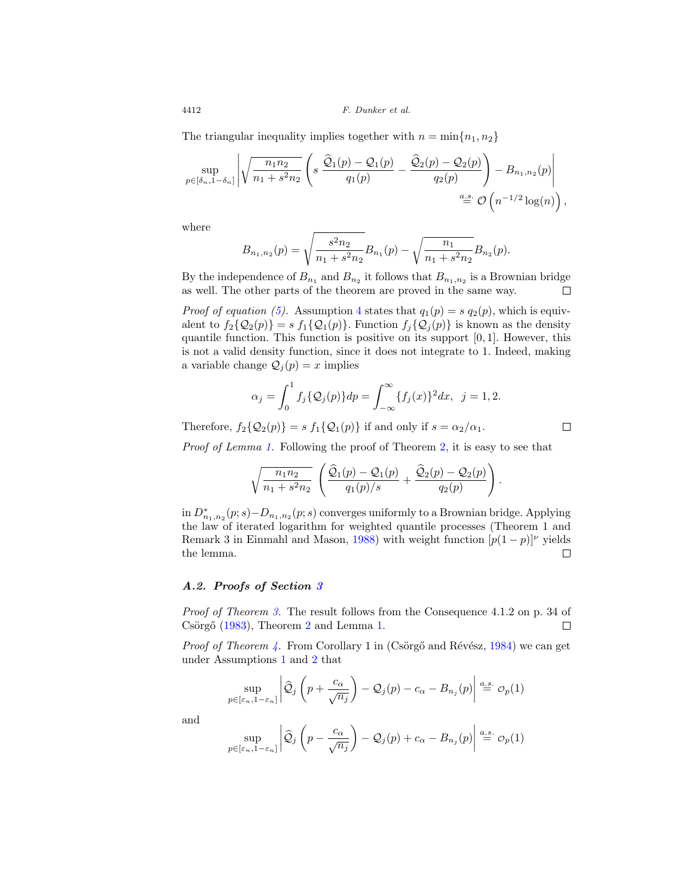The triangular inequality implies together with $n = \min\{n_1, n_2\}$

$$\sup_{p \in [\delta_n, 1-\delta_n]} \left| \sqrt{\frac{n_1 n_2}{n_1 + s^2 n_2}} \left( s \, \frac{\widehat{\mathcal{Q}}_1(p) - \mathcal{Q}_1(p)}{q_1(p)} - \frac{\widehat{\mathcal{Q}}_2(p) - \mathcal{Q}_2(p)}{q_2(p)} \right) - B_{n_1,n_2}(p) \right| \stackrel{a.s.}{=} \mathcal{O}\left(n^{-1/2}\log(n)\right),$$

where

$$B_{n_1,n_2}(p) = \sqrt{\frac{s^2 n_2}{n_1 + s^2 n_2}} B_{n_1}(p) - \sqrt{\frac{n_1}{n_1 + s^2 n_2}} B_{n_2}(p).$$

By the independence of $B_{n_1}$ and $B_{n_2}$ it follows that $B_{n_1,n_2}$ is a Brownian bridge as well. The other parts of the theorem are proved in the same way. □

*Proof of equation (5).* Assumption 4 states that $q_1(p) = s \; q_2(p)$, which is equivalent to $f_2\{\mathcal{Q}_2(p)\} = s \; f_1\{\mathcal{Q}_1(p)\}$. Function $f_j\{\mathcal{Q}_j(p)\}$ is known as the density quantile function. This function is positive on its support $[0, 1]$. However, this is not a valid density function, since it does not integrate to 1. Indeed, making a variable change $\mathcal{Q}_j(p) = x$ implies

$$\alpha_j = \int_0^1 f_j\{\mathcal{Q}_j(p)\}dp = \int_{-\infty}^{\infty} \{f_j(x)\}^2 dx, \;\; j = 1, 2.$$

Therefore, $f_2\{\mathcal{Q}_2(p)\} = s \; f_1\{\mathcal{Q}_1(p)\}$ if and only if $s = \alpha_2/\alpha_1$. □

*Proof of Lemma 1.* Following the proof of Theorem 2, it is easy to see that

$$\sqrt{\frac{n_1 n_2}{n_1 + s^2 n_2}} \left( \frac{\widehat{\mathcal{Q}}_1(p) - \mathcal{Q}_1(p)}{q_1(p)/s} + \frac{\widehat{\mathcal{Q}}_2(p) - \mathcal{Q}_2(p)}{q_2(p)} \right).$$

in $D^*_{n_1,n_2}(p; s) - D_{n_1,n_2}(p; s)$ converges uniformly to a Brownian bridge. Applying the law of iterated logarithm for weighted quantile processes (Theorem 1 and Remark 3 in Einmahl and Mason, 1988) with weight function $[p(1-p)]^\nu$ yields the lemma. □

### *A.2. Proofs of Section 3*

*Proof of Theorem 3.* The result follows from the Consequence 4.1.2 on p. 34 of Csörgő (1983), Theorem 2 and Lemma 1. □

*Proof of Theorem 4.* From Corollary 1 in (Csörgő and Révész, 1984) we can get under Assumptions 1 and 2 that

$$\sup_{p \in [\varepsilon_n, 1-\varepsilon_n]} \left| \widehat{\mathcal{Q}}_j\left(p + \frac{c_\alpha}{\sqrt{n_j}}\right) - \mathcal{Q}_j(p) - c_\alpha - B_{n_j}(p) \right| \stackrel{a.s.}{=} o_p(1)$$

and

$$\sup_{p \in [\varepsilon_n, 1-\varepsilon_n]} \left| \widehat{\mathcal{Q}}_j\left(p - \frac{c_\alpha}{\sqrt{n_j}}\right) - \mathcal{Q}_j(p) + c_\alpha - B_{n_j}(p) \right| \stackrel{a.s.}{=} o_p(1)$$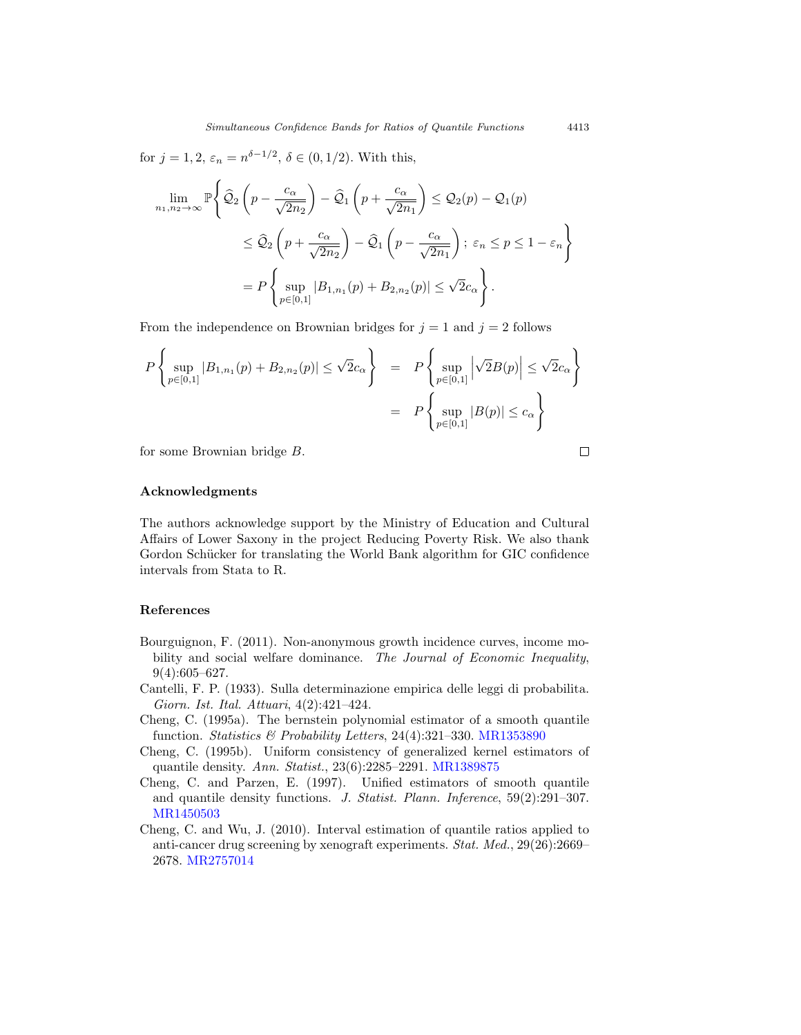for $j = 1, 2$, $\varepsilon_n = n^{\delta - 1/2}$, $\delta \in (0, 1/2)$. With this,

$$
\begin{aligned}
\lim_{n_1, n_2 \to \infty} \mathbb{P}\Bigg\{ & \widehat{\mathcal{Q}}_2\left(p - \frac{c_\alpha}{\sqrt{2n_2}}\right) - \widehat{\mathcal{Q}}_1\left(p + \frac{c_\alpha}{\sqrt{2n_1}}\right) \le \mathcal{Q}_2(p) - \mathcal{Q}_1(p) \\
& \le \widehat{\mathcal{Q}}_2\left(p + \frac{c_\alpha}{\sqrt{2n_2}}\right) - \widehat{\mathcal{Q}}_1\left(p - \frac{c_\alpha}{\sqrt{2n_1}}\right);\ \varepsilon_n \le p \le 1 - \varepsilon_n \Bigg\} \\
& = P\left\{ \sup_{p \in [0,1]} |B_{1,n_1}(p) + B_{2,n_2}(p)| \le \sqrt{2} c_\alpha \right\}.
\end{aligned}
$$

From the independence on Brownian bridges for $j = 1$ and $j = 2$ follows

$$
\begin{aligned}
P\left\{ \sup_{p \in [0,1]} |B_{1,n_1}(p) + B_{2,n_2}(p)| \le \sqrt{2} c_\alpha \right\} &= P\left\{ \sup_{p \in [0,1]} \left|\sqrt{2} B(p)\right| \le \sqrt{2} c_\alpha \right\} \\
&= P\left\{ \sup_{p \in [0,1]} |B(p)| \le c_\alpha \right\}
\end{aligned}
$$

for some Brownian bridge $B$. □

## Acknowledgments

The authors acknowledge support by the Ministry of Education and Cultural Affairs of Lower Saxony in the project Reducing Poverty Risk. We also thank Gordon Schücker for translating the World Bank algorithm for GIC confidence intervals from Stata to R.

## References

Bourguignon, F. (2011). Non-anonymous growth incidence curves, income mobility and social welfare dominance. *The Journal of Economic Inequality*, 9(4):605–627.

Cantelli, F. P. (1933). Sulla determinazione empirica delle leggi di probabilita. *Giorn. Ist. Ital. Attuari*, 4(2):421–424.

Cheng, C. (1995a). The bernstein polynomial estimator of a smooth quantile function. *Statistics & Probability Letters*, 24(4):321–330. MR1353890

Cheng, C. (1995b). Uniform consistency of generalized kernel estimators of quantile density. *Ann. Statist.*, 23(6):2285–2291. MR1389875

Cheng, C. and Parzen, E. (1997). Unified estimators of smooth quantile and quantile density functions. *J. Statist. Plann. Inference*, 59(2):291–307. MR1450503

Cheng, C. and Wu, J. (2010). Interval estimation of quantile ratios applied to anti-cancer drug screening by xenograft experiments. *Stat. Med.*, 29(26):2669–2678. MR2757014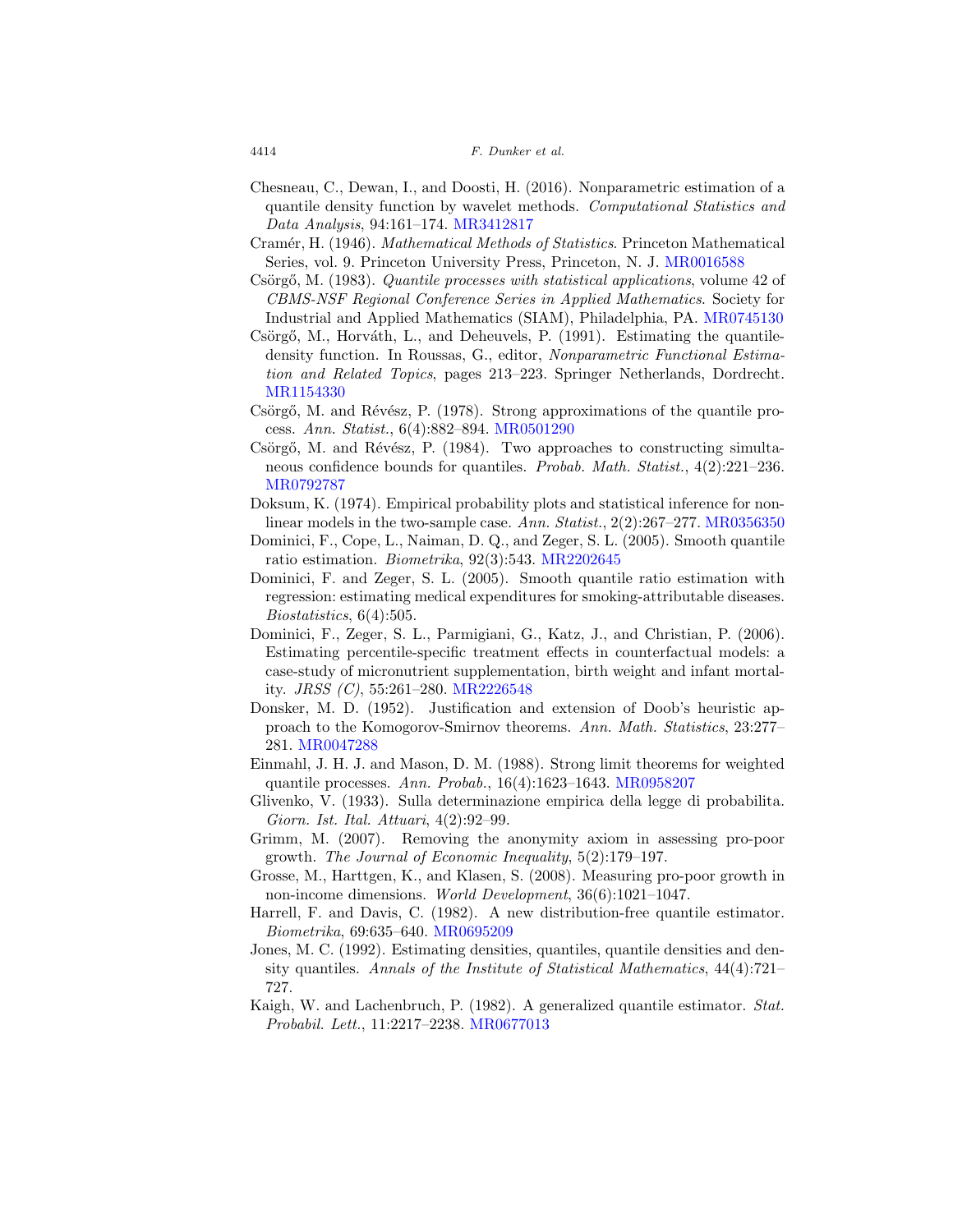Chesneau, C., Dewan, I., and Doosti, H. (2016). Nonparametric estimation of a quantile density function by wavelet methods. *Computational Statistics and Data Analysis*, 94:161–174. MR3412817

Cramér, H. (1946). *Mathematical Methods of Statistics*. Princeton Mathematical Series, vol. 9. Princeton University Press, Princeton, N. J. MR0016588

Csörgő, M. (1983). *Quantile processes with statistical applications*, volume 42 of *CBMS-NSF Regional Conference Series in Applied Mathematics*. Society for Industrial and Applied Mathematics (SIAM), Philadelphia, PA. MR0745130

Csörgő, M., Horváth, L., and Deheuvels, P. (1991). Estimating the quantile-density function. In Roussas, G., editor, *Nonparametric Functional Estimation and Related Topics*, pages 213–223. Springer Netherlands, Dordrecht. MR1154330

Csörgő, M. and Révész, P. (1978). Strong approximations of the quantile process. *Ann. Statist.*, 6(4):882–894. MR0501290

Csörgő, M. and Révész, P. (1984). Two approaches to constructing simultaneous confidence bounds for quantiles. *Probab. Math. Statist.*, 4(2):221–236. MR0792787

Doksum, K. (1974). Empirical probability plots and statistical inference for nonlinear models in the two-sample case. *Ann. Statist.*, 2(2):267–277. MR0356350

Dominici, F., Cope, L., Naiman, D. Q., and Zeger, S. L. (2005). Smooth quantile ratio estimation. *Biometrika*, 92(3):543. MR2202645

Dominici, F. and Zeger, S. L. (2005). Smooth quantile ratio estimation with regression: estimating medical expenditures for smoking-attributable diseases. *Biostatistics*, 6(4):505.

Dominici, F., Zeger, S. L., Parmigiani, G., Katz, J., and Christian, P. (2006). Estimating percentile-specific treatment effects in counterfactual models: a case-study of micronutrient supplementation, birth weight and infant mortality. *JRSS (C)*, 55:261–280. MR2226548

Donsker, M. D. (1952). Justification and extension of Doob's heuristic approach to the Komogorov-Smirnov theorems. *Ann. Math. Statistics*, 23:277–281. MR0047288

Einmahl, J. H. J. and Mason, D. M. (1988). Strong limit theorems for weighted quantile processes. *Ann. Probab.*, 16(4):1623–1643. MR0958207

Glivenko, V. (1933). Sulla determinazione empirica della legge di probabilita. *Giorn. Ist. Ital. Attuari*, 4(2):92–99.

Grimm, M. (2007). Removing the anonymity axiom in assessing pro-poor growth. *The Journal of Economic Inequality*, 5(2):179–197.

Grosse, M., Harttgen, K., and Klasen, S. (2008). Measuring pro-poor growth in non-income dimensions. *World Development*, 36(6):1021–1047.

Harrell, F. and Davis, C. (1982). A new distribution-free quantile estimator. *Biometrika*, 69:635–640. MR0695209

Jones, M. C. (1992). Estimating densities, quantiles, quantile densities and density quantiles. *Annals of the Institute of Statistical Mathematics*, 44(4):721–727.

Kaigh, W. and Lachenbruch, P. (1982). A generalized quantile estimator. *Stat. Probabil. Lett.*, 11:2217–2238. MR0677013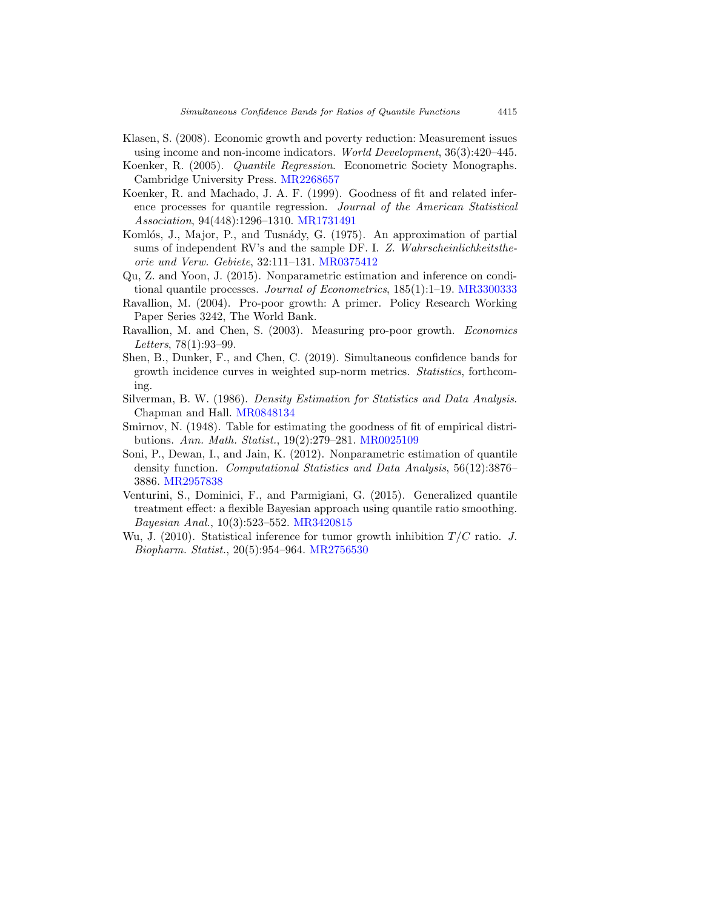Klasen, S. (2008). Economic growth and poverty reduction: Measurement issues using income and non-income indicators. *World Development*, 36(3):420–445.

Koenker, R. (2005). *Quantile Regression*. Econometric Society Monographs. Cambridge University Press. MR2268657

Koenker, R. and Machado, J. A. F. (1999). Goodness of fit and related inference processes for quantile regression. *Journal of the American Statistical Association*, 94(448):1296–1310. MR1731491

Komlós, J., Major, P., and Tusnády, G. (1975). An approximation of partial sums of independent RV's and the sample DF. I. *Z. Wahrscheinlichkeitstheorie und Verw. Gebiete*, 32:111–131. MR0375412

Qu, Z. and Yoon, J. (2015). Nonparametric estimation and inference on conditional quantile processes. *Journal of Econometrics*, 185(1):1–19. MR3300333

Ravallion, M. (2004). Pro-poor growth: A primer. Policy Research Working Paper Series 3242, The World Bank.

Ravallion, M. and Chen, S. (2003). Measuring pro-poor growth. *Economics Letters*, 78(1):93–99.

Shen, B., Dunker, F., and Chen, C. (2019). Simultaneous confidence bands for growth incidence curves in weighted sup-norm metrics. *Statistics*, forthcoming.

Silverman, B. W. (1986). *Density Estimation for Statistics and Data Analysis*. Chapman and Hall. MR0848134

Smirnov, N. (1948). Table for estimating the goodness of fit of empirical distributions. *Ann. Math. Statist.*, 19(2):279–281. MR0025109

Soni, P., Dewan, I., and Jain, K. (2012). Nonparametric estimation of quantile density function. *Computational Statistics and Data Analysis*, 56(12):3876–3886. MR2957838

Venturini, S., Dominici, F., and Parmigiani, G. (2015). Generalized quantile treatment effect: a flexible Bayesian approach using quantile ratio smoothing. *Bayesian Anal.*, 10(3):523–552. MR3420815

Wu, J. (2010). Statistical inference for tumor growth inhibition $T/C$ ratio. *J. Biopharm. Statist.*, 20(5):954–964. MR2756530